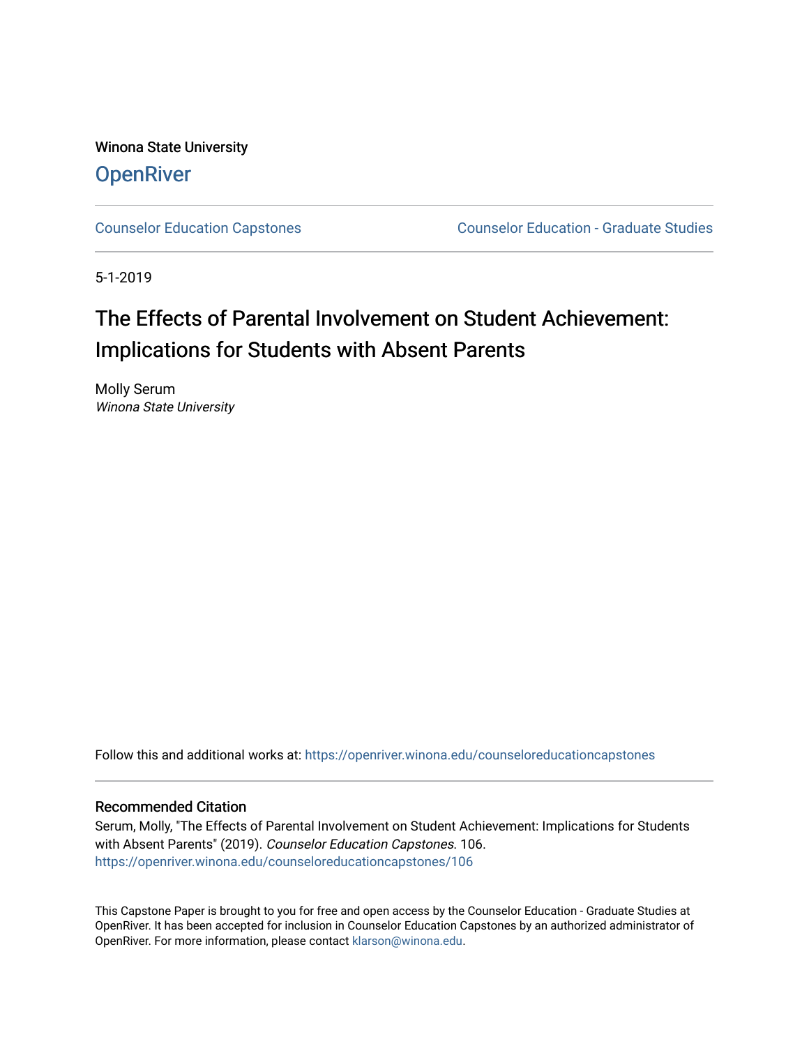Winona State University

**OpenRiver**

Counselor Education Capstones | Counselor Education - Graduate Studies

5-1-2019

# The Effects of Parental Involvement on Student Achievement: Implications for Students with Absent Parents

Molly Serum
*Winona State University*

Follow this and additional works at: https://openriver.winona.edu/counseloreducationcapstones

## Recommended Citation

Serum, Molly, "The Effects of Parental Involvement on Student Achievement: Implications for Students with Absent Parents" (2019). *Counselor Education Capstones.* 106.
https://openriver.winona.edu/counseloreducationcapstones/106

This Capstone Paper is brought to you for free and open access by the Counselor Education - Graduate Studies at OpenRiver. It has been accepted for inclusion in Counselor Education Capstones by an authorized administrator of OpenRiver. For more information, please contact klarson@winona.edu.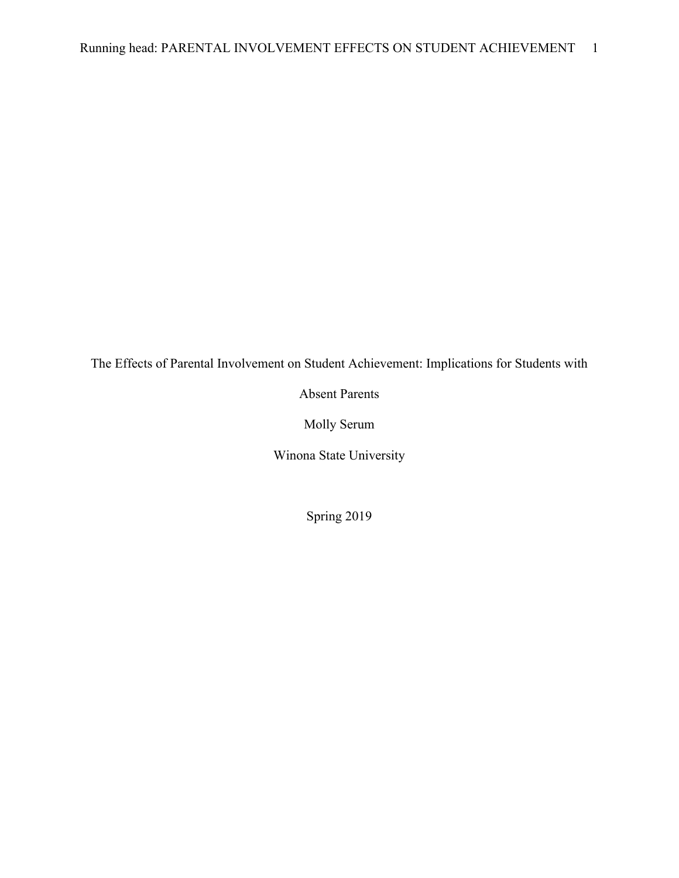# The Effects of Parental Involvement on Student Achievement: Implications for Students with Absent Parents

Molly Serum

Winona State University

Spring 2019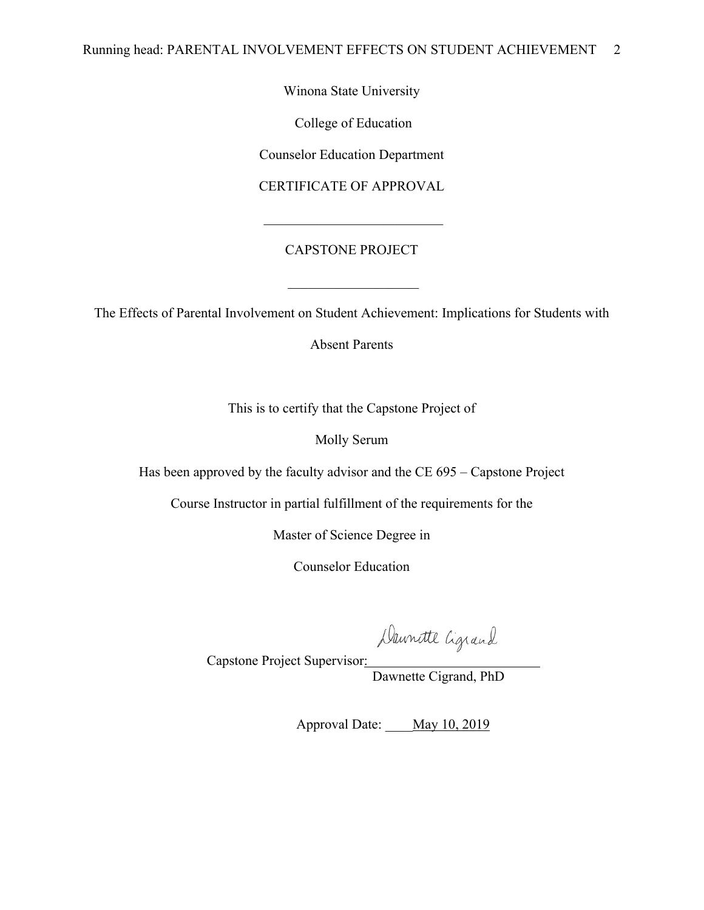Winona State University

College of Education

Counselor Education Department

CERTIFICATE OF APPROVAL

\_\_\_\_\_\_\_\_\_\_\_\_\_\_\_\_\_\_\_\_\_\_\_\_\_\_

CAPSTONE PROJECT

\_\_\_\_\_\_\_\_\_\_\_\_\_\_\_\_\_\_\_

The Effects of Parental Involvement on Student Achievement: Implications for Students with Absent Parents

This is to certify that the Capstone Project of

Molly Serum

Has been approved by the faculty advisor and the CE 695 – Capstone Project

Course Instructor in partial fulfillment of the requirements for the

Master of Science Degree in

Counselor Education

Capstone Project Supervisor: Dawnette Cigrand
Dawnette Cigrand, PhD

Approval Date: May 10, 2019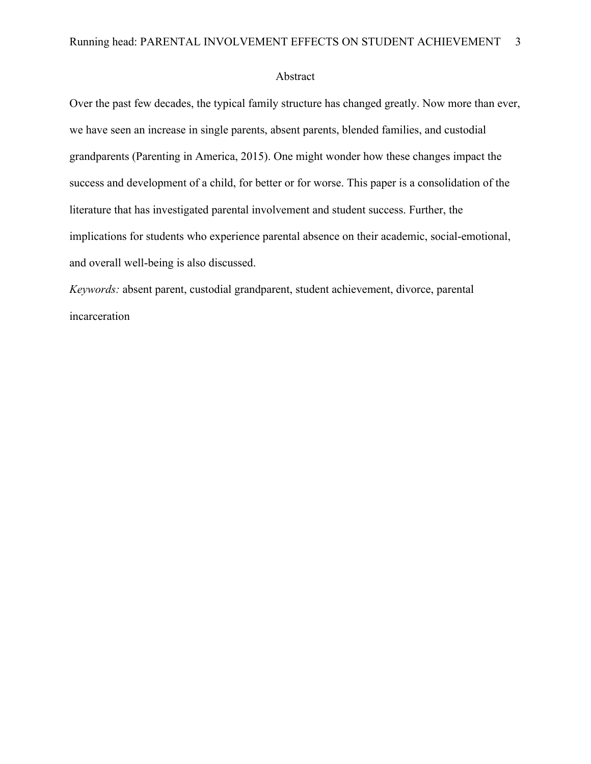# Abstract

Over the past few decades, the typical family structure has changed greatly. Now more than ever, we have seen an increase in single parents, absent parents, blended families, and custodial grandparents (Parenting in America, 2015). One might wonder how these changes impact the success and development of a child, for better or for worse. This paper is a consolidation of the literature that has investigated parental involvement and student success. Further, the implications for students who experience parental absence on their academic, social-emotional, and overall well-being is also discussed.

*Keywords:* absent parent, custodial grandparent, student achievement, divorce, parental incarceration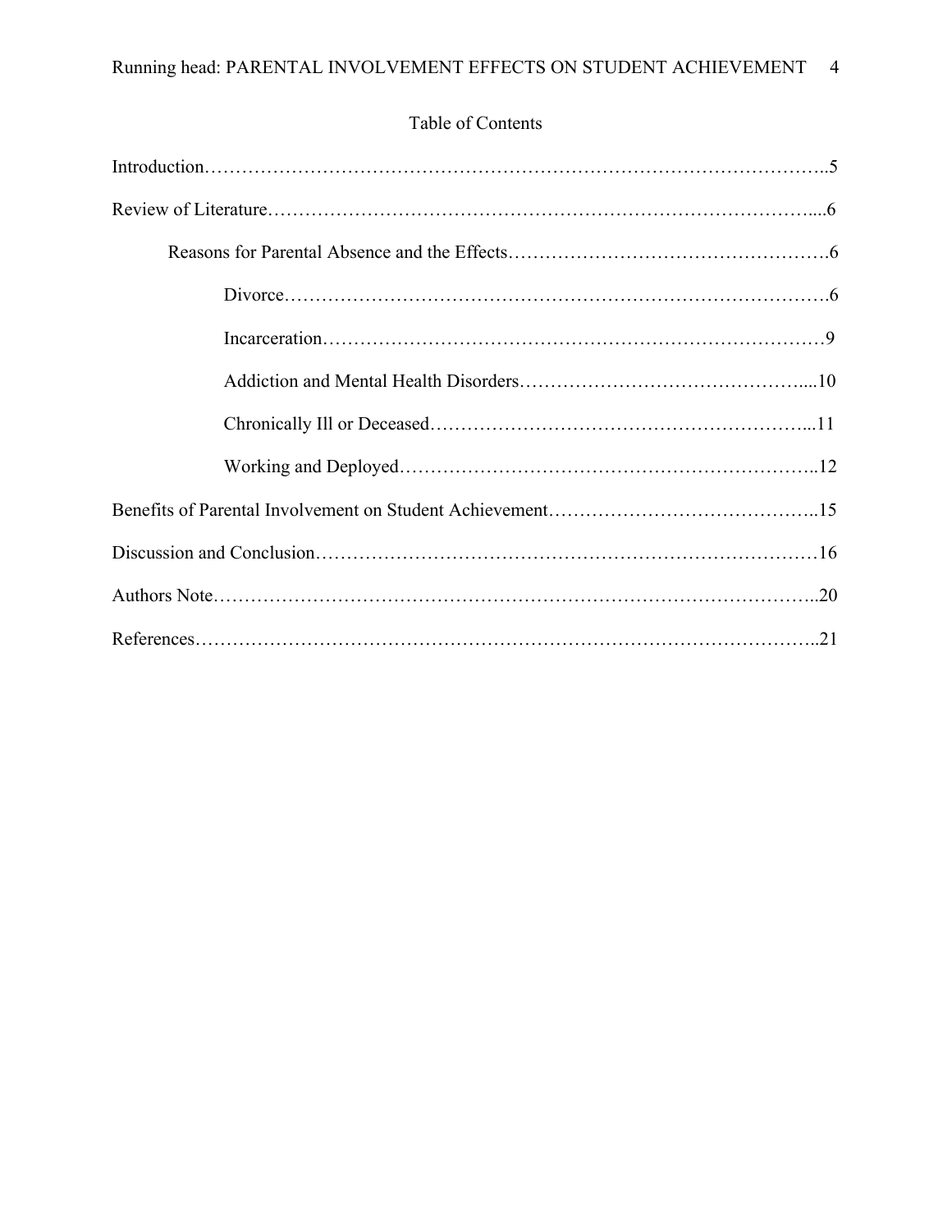Table of Contents

Introduction……………………………………………………………………………………..5

Review of Literature……………………………………………………………………………....6

Reasons for Parental Absence and the Effects…………………………………………….6

Divorce……………………………………………………………………………….6

Incarceration…………………………………………………………………………9

Addiction and Mental Health Disorders………………………………………....10

Chronically Ill or Deceased…………………………………………………...11

Working and Deployed………………………………………………………..12

Benefits of Parental Involvement on Student Achievement……………………………………..15

Discussion and Conclusion………………………………………………………………………16

Authors Note……………………………………………………………………………………..20

References………………………………………………………………………………………..21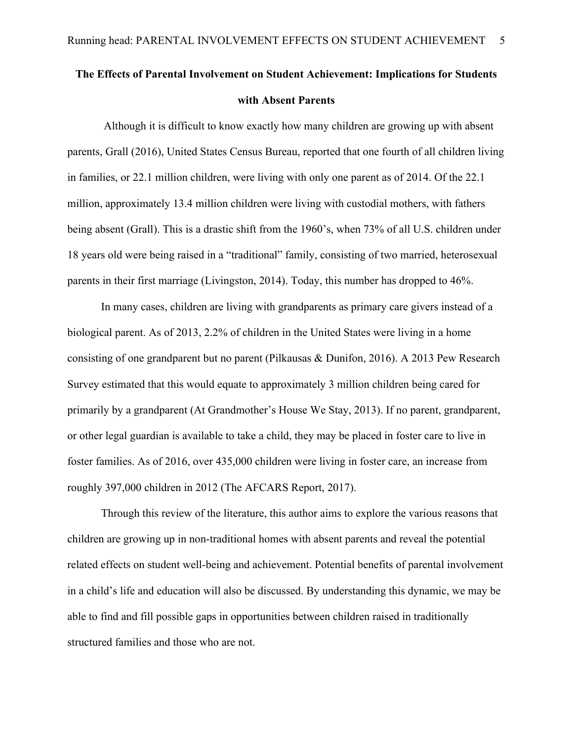**The Effects of Parental Involvement on Student Achievement: Implications for Students with Absent Parents**

Although it is difficult to know exactly how many children are growing up with absent parents, Grall (2016), United States Census Bureau, reported that one fourth of all children living in families, or 22.1 million children, were living with only one parent as of 2014. Of the 22.1 million, approximately 13.4 million children were living with custodial mothers, with fathers being absent (Grall). This is a drastic shift from the 1960's, when 73% of all U.S. children under 18 years old were being raised in a "traditional" family, consisting of two married, heterosexual parents in their first marriage (Livingston, 2014). Today, this number has dropped to 46%.

In many cases, children are living with grandparents as primary care givers instead of a biological parent. As of 2013, 2.2% of children in the United States were living in a home consisting of one grandparent but no parent (Pilkausas & Dunifon, 2016). A 2013 Pew Research Survey estimated that this would equate to approximately 3 million children being cared for primarily by a grandparent (At Grandmother's House We Stay, 2013). If no parent, grandparent, or other legal guardian is available to take a child, they may be placed in foster care to live in foster families. As of 2016, over 435,000 children were living in foster care, an increase from roughly 397,000 children in 2012 (The AFCARS Report, 2017).

Through this review of the literature, this author aims to explore the various reasons that children are growing up in non-traditional homes with absent parents and reveal the potential related effects on student well-being and achievement. Potential benefits of parental involvement in a child's life and education will also be discussed. By understanding this dynamic, we may be able to find and fill possible gaps in opportunities between children raised in traditionally structured families and those who are not.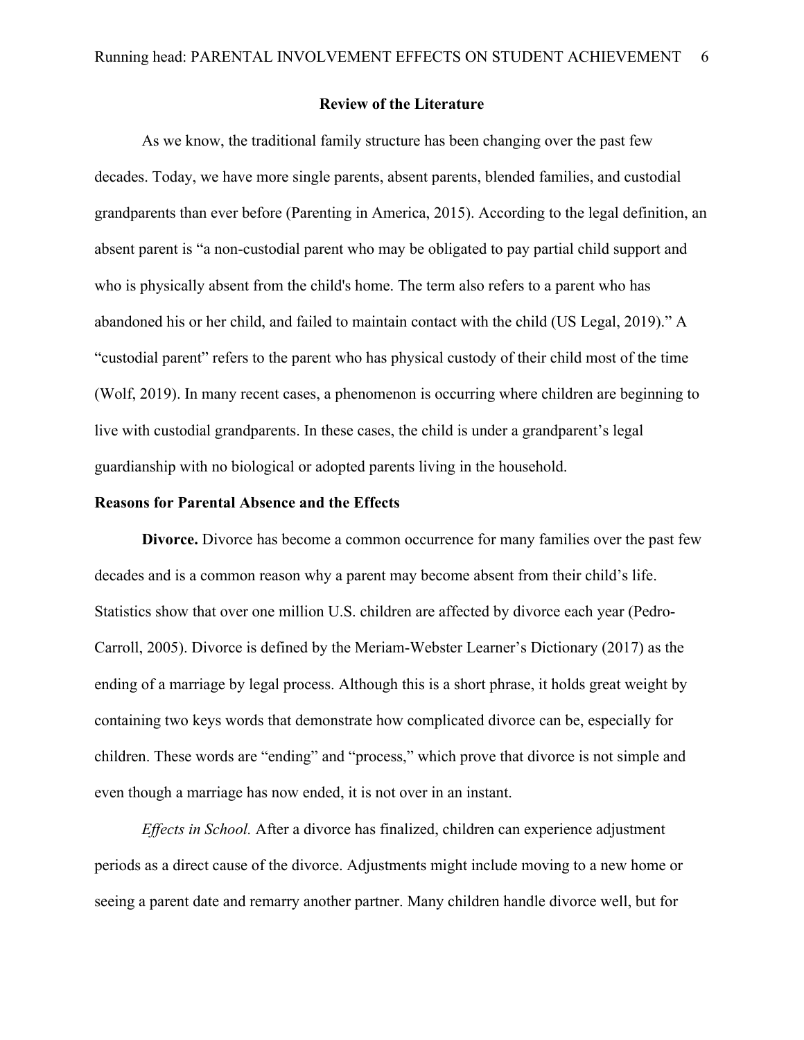## Review of the Literature

As we know, the traditional family structure has been changing over the past few decades. Today, we have more single parents, absent parents, blended families, and custodial grandparents than ever before (Parenting in America, 2015). According to the legal definition, an absent parent is "a non-custodial parent who may be obligated to pay partial child support and who is physically absent from the child's home. The term also refers to a parent who has abandoned his or her child, and failed to maintain contact with the child (US Legal, 2019)." A "custodial parent" refers to the parent who has physical custody of their child most of the time (Wolf, 2019). In many recent cases, a phenomenon is occurring where children are beginning to live with custodial grandparents. In these cases, the child is under a grandparent's legal guardianship with no biological or adopted parents living in the household.

### Reasons for Parental Absence and the Effects

**Divorce.** Divorce has become a common occurrence for many families over the past few decades and is a common reason why a parent may become absent from their child's life. Statistics show that over one million U.S. children are affected by divorce each year (Pedro-Carroll, 2005). Divorce is defined by the Meriam-Webster Learner's Dictionary (2017) as the ending of a marriage by legal process. Although this is a short phrase, it holds great weight by containing two keys words that demonstrate how complicated divorce can be, especially for children. These words are "ending" and "process," which prove that divorce is not simple and even though a marriage has now ended, it is not over in an instant.

*Effects in School.* After a divorce has finalized, children can experience adjustment periods as a direct cause of the divorce. Adjustments might include moving to a new home or seeing a parent date and remarry another partner. Many children handle divorce well, but for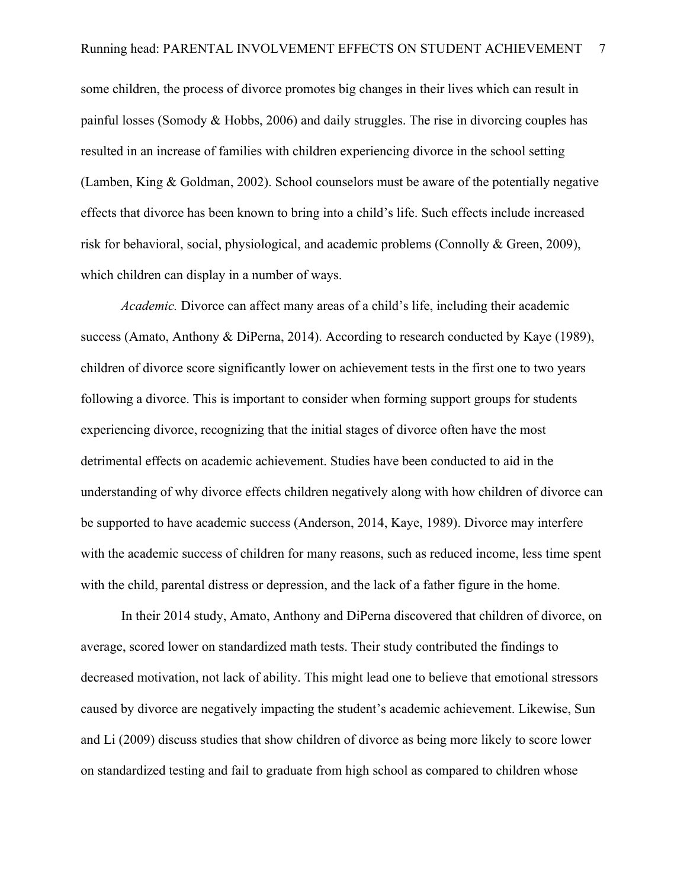some children, the process of divorce promotes big changes in their lives which can result in painful losses (Somody & Hobbs, 2006) and daily struggles. The rise in divorcing couples has resulted in an increase of families with children experiencing divorce in the school setting (Lamben, King & Goldman, 2002). School counselors must be aware of the potentially negative effects that divorce has been known to bring into a child's life. Such effects include increased risk for behavioral, social, physiological, and academic problems (Connolly & Green, 2009), which children can display in a number of ways.

*Academic.* Divorce can affect many areas of a child's life, including their academic success (Amato, Anthony & DiPerna, 2014). According to research conducted by Kaye (1989), children of divorce score significantly lower on achievement tests in the first one to two years following a divorce. This is important to consider when forming support groups for students experiencing divorce, recognizing that the initial stages of divorce often have the most detrimental effects on academic achievement. Studies have been conducted to aid in the understanding of why divorce effects children negatively along with how children of divorce can be supported to have academic success (Anderson, 2014, Kaye, 1989). Divorce may interfere with the academic success of children for many reasons, such as reduced income, less time spent with the child, parental distress or depression, and the lack of a father figure in the home.

In their 2014 study, Amato, Anthony and DiPerna discovered that children of divorce, on average, scored lower on standardized math tests. Their study contributed the findings to decreased motivation, not lack of ability. This might lead one to believe that emotional stressors caused by divorce are negatively impacting the student's academic achievement. Likewise, Sun and Li (2009) discuss studies that show children of divorce as being more likely to score lower on standardized testing and fail to graduate from high school as compared to children whose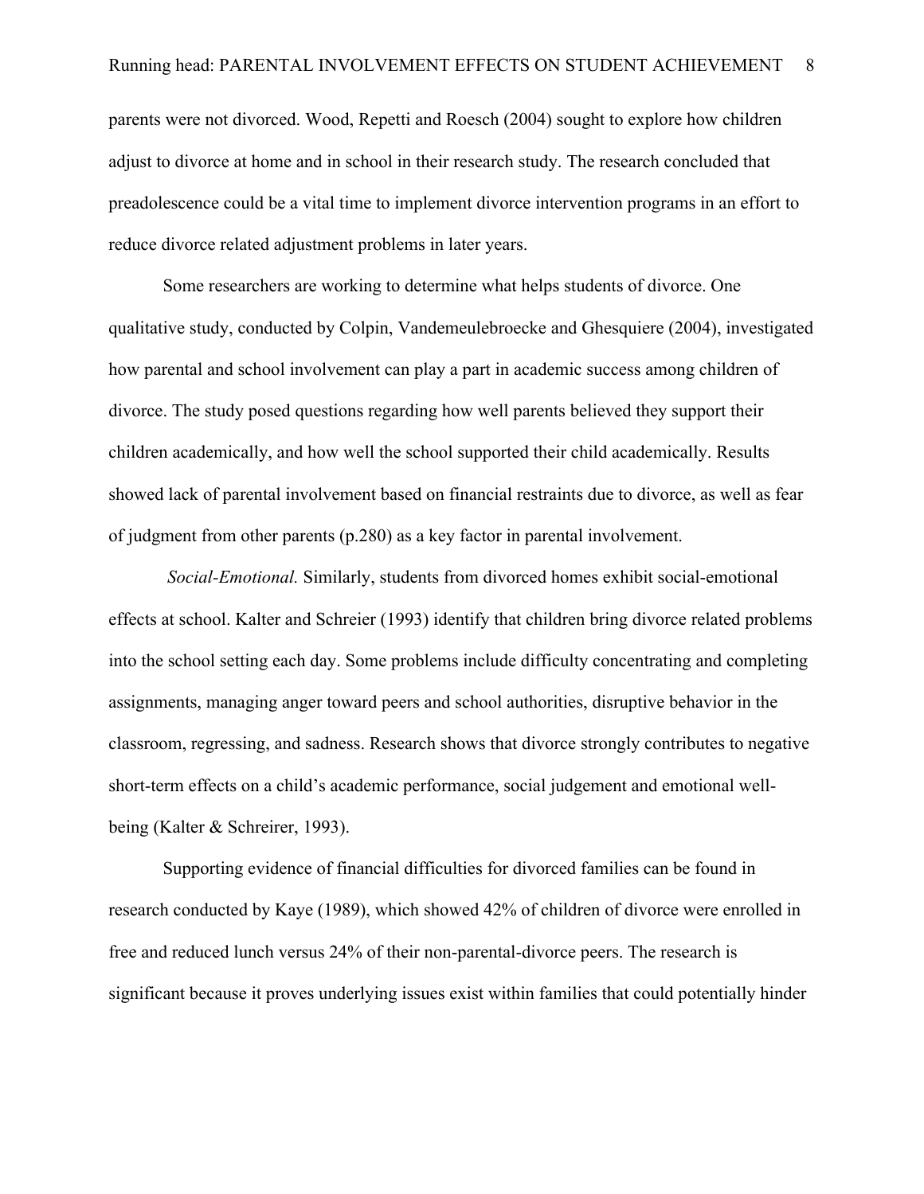parents were not divorced. Wood, Repetti and Roesch (2004) sought to explore how children adjust to divorce at home and in school in their research study. The research concluded that preadolescence could be a vital time to implement divorce intervention programs in an effort to reduce divorce related adjustment problems in later years.

Some researchers are working to determine what helps students of divorce. One qualitative study, conducted by Colpin, Vandemeulebroecke and Ghesquiere (2004), investigated how parental and school involvement can play a part in academic success among children of divorce. The study posed questions regarding how well parents believed they support their children academically, and how well the school supported their child academically. Results showed lack of parental involvement based on financial restraints due to divorce, as well as fear of judgment from other parents (p.280) as a key factor in parental involvement.

*Social-Emotional.* Similarly, students from divorced homes exhibit social-emotional effects at school. Kalter and Schreier (1993) identify that children bring divorce related problems into the school setting each day. Some problems include difficulty concentrating and completing assignments, managing anger toward peers and school authorities, disruptive behavior in the classroom, regressing, and sadness. Research shows that divorce strongly contributes to negative short-term effects on a child's academic performance, social judgement and emotional well-being (Kalter & Schreirer, 1993).

Supporting evidence of financial difficulties for divorced families can be found in research conducted by Kaye (1989), which showed 42% of children of divorce were enrolled in free and reduced lunch versus 24% of their non-parental-divorce peers. The research is significant because it proves underlying issues exist within families that could potentially hinder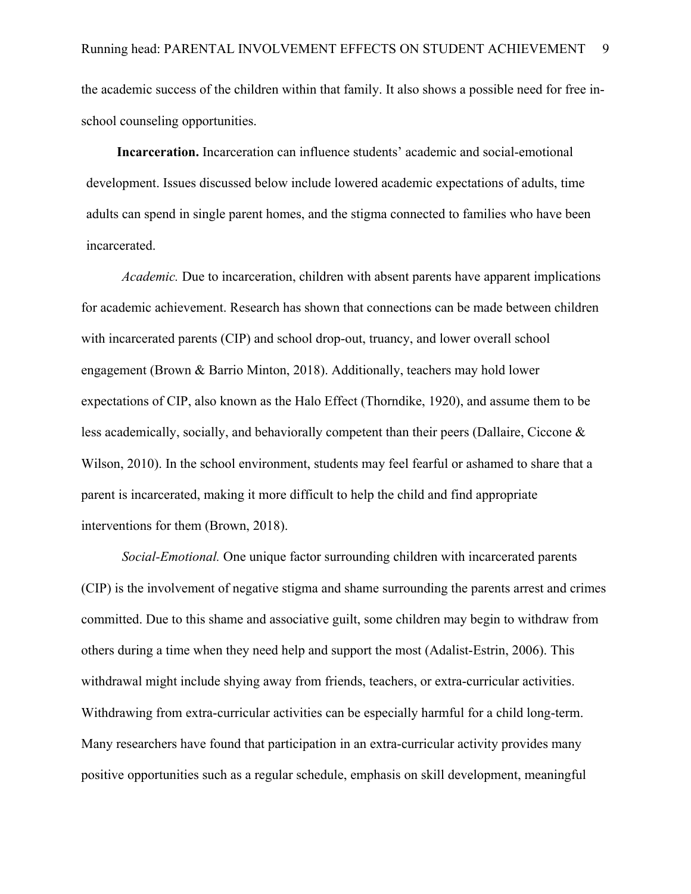the academic success of the children within that family. It also shows a possible need for free in-school counseling opportunities.

**Incarceration.** Incarceration can influence students' academic and social-emotional development. Issues discussed below include lowered academic expectations of adults, time adults can spend in single parent homes, and the stigma connected to families who have been incarcerated.

*Academic.* Due to incarceration, children with absent parents have apparent implications for academic achievement. Research has shown that connections can be made between children with incarcerated parents (CIP) and school drop-out, truancy, and lower overall school engagement (Brown & Barrio Minton, 2018). Additionally, teachers may hold lower expectations of CIP, also known as the Halo Effect (Thorndike, 1920), and assume them to be less academically, socially, and behaviorally competent than their peers (Dallaire, Ciccone & Wilson, 2010). In the school environment, students may feel fearful or ashamed to share that a parent is incarcerated, making it more difficult to help the child and find appropriate interventions for them (Brown, 2018).

*Social-Emotional.* One unique factor surrounding children with incarcerated parents (CIP) is the involvement of negative stigma and shame surrounding the parents arrest and crimes committed. Due to this shame and associative guilt, some children may begin to withdraw from others during a time when they need help and support the most (Adalist-Estrin, 2006). This withdrawal might include shying away from friends, teachers, or extra-curricular activities. Withdrawing from extra-curricular activities can be especially harmful for a child long-term. Many researchers have found that participation in an extra-curricular activity provides many positive opportunities such as a regular schedule, emphasis on skill development, meaningful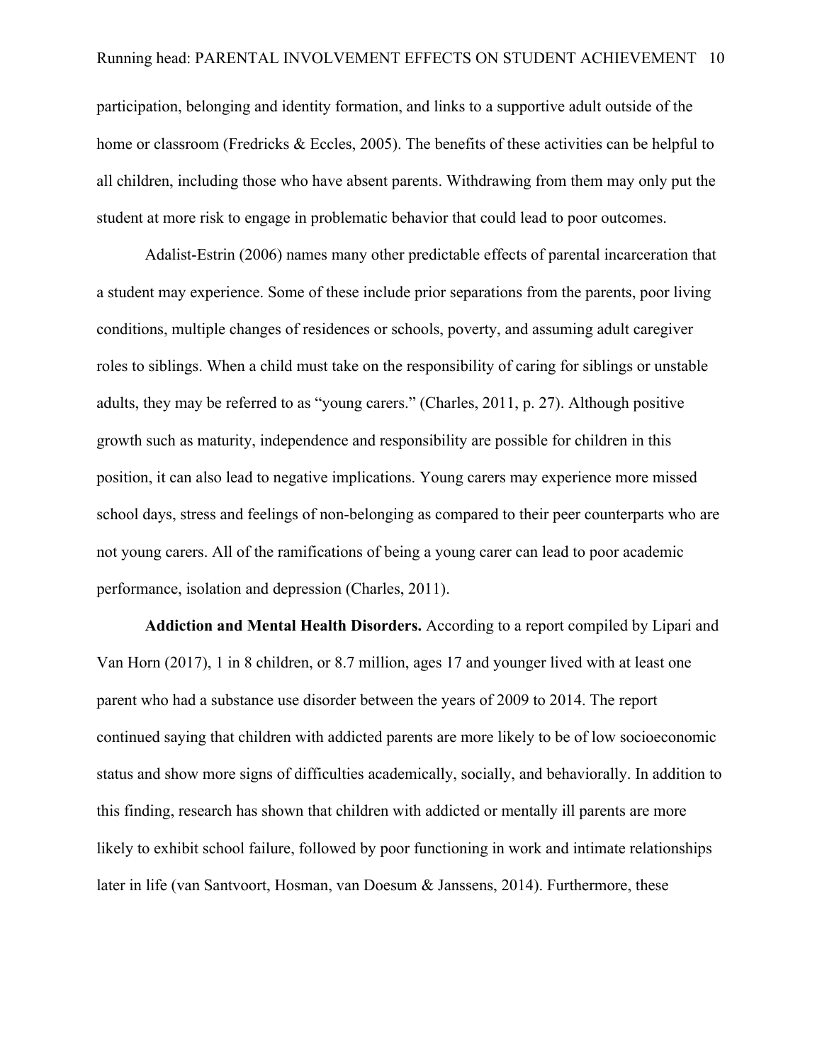participation, belonging and identity formation, and links to a supportive adult outside of the home or classroom (Fredricks & Eccles, 2005). The benefits of these activities can be helpful to all children, including those who have absent parents. Withdrawing from them may only put the student at more risk to engage in problematic behavior that could lead to poor outcomes.

Adalist-Estrin (2006) names many other predictable effects of parental incarceration that a student may experience. Some of these include prior separations from the parents, poor living conditions, multiple changes of residences or schools, poverty, and assuming adult caregiver roles to siblings. When a child must take on the responsibility of caring for siblings or unstable adults, they may be referred to as "young carers." (Charles, 2011, p. 27). Although positive growth such as maturity, independence and responsibility are possible for children in this position, it can also lead to negative implications. Young carers may experience more missed school days, stress and feelings of non-belonging as compared to their peer counterparts who are not young carers. All of the ramifications of being a young carer can lead to poor academic performance, isolation and depression (Charles, 2011).

**Addiction and Mental Health Disorders.** According to a report compiled by Lipari and Van Horn (2017), 1 in 8 children, or 8.7 million, ages 17 and younger lived with at least one parent who had a substance use disorder between the years of 2009 to 2014. The report continued saying that children with addicted parents are more likely to be of low socioeconomic status and show more signs of difficulties academically, socially, and behaviorally. In addition to this finding, research has shown that children with addicted or mentally ill parents are more likely to exhibit school failure, followed by poor functioning in work and intimate relationships later in life (van Santvoort, Hosman, van Doesum & Janssens, 2014). Furthermore, these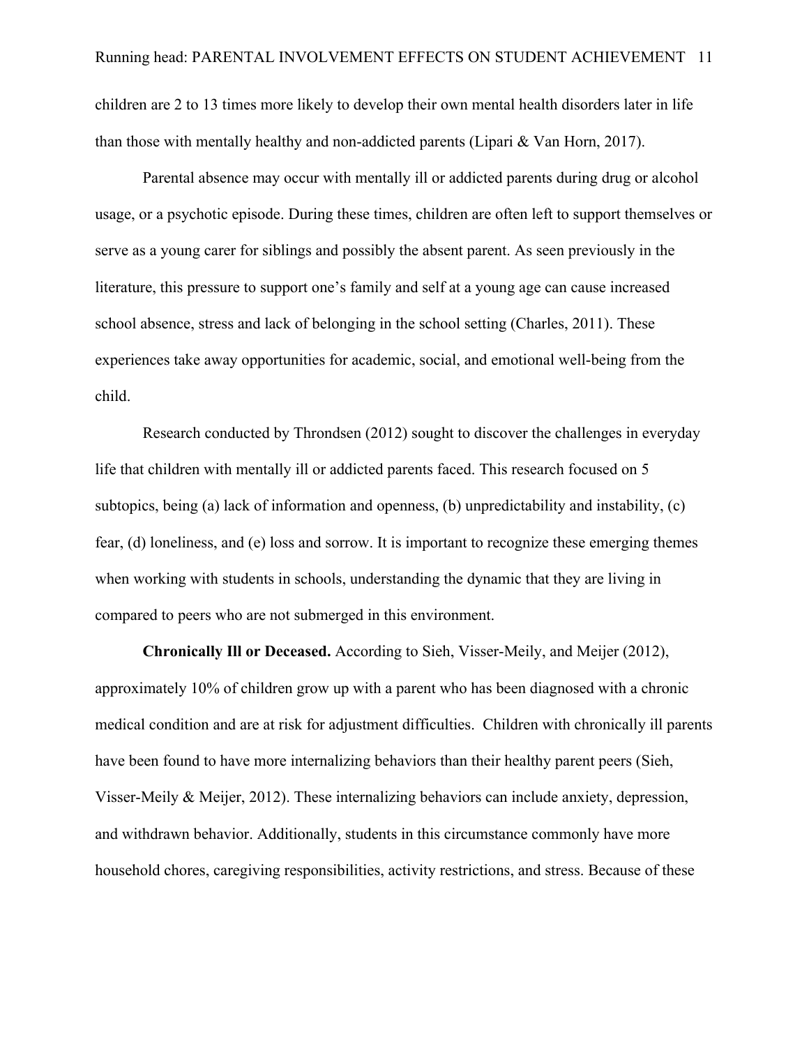children are 2 to 13 times more likely to develop their own mental health disorders later in life than those with mentally healthy and non-addicted parents (Lipari & Van Horn, 2017).

Parental absence may occur with mentally ill or addicted parents during drug or alcohol usage, or a psychotic episode. During these times, children are often left to support themselves or serve as a young carer for siblings and possibly the absent parent. As seen previously in the literature, this pressure to support one's family and self at a young age can cause increased school absence, stress and lack of belonging in the school setting (Charles, 2011). These experiences take away opportunities for academic, social, and emotional well-being from the child.

Research conducted by Throndsen (2012) sought to discover the challenges in everyday life that children with mentally ill or addicted parents faced. This research focused on 5 subtopics, being (a) lack of information and openness, (b) unpredictability and instability, (c) fear, (d) loneliness, and (e) loss and sorrow. It is important to recognize these emerging themes when working with students in schools, understanding the dynamic that they are living in compared to peers who are not submerged in this environment.

**Chronically Ill or Deceased.** According to Sieh, Visser-Meily, and Meijer (2012), approximately 10% of children grow up with a parent who has been diagnosed with a chronic medical condition and are at risk for adjustment difficulties. Children with chronically ill parents have been found to have more internalizing behaviors than their healthy parent peers (Sieh, Visser-Meily & Meijer, 2012). These internalizing behaviors can include anxiety, depression, and withdrawn behavior. Additionally, students in this circumstance commonly have more household chores, caregiving responsibilities, activity restrictions, and stress. Because of these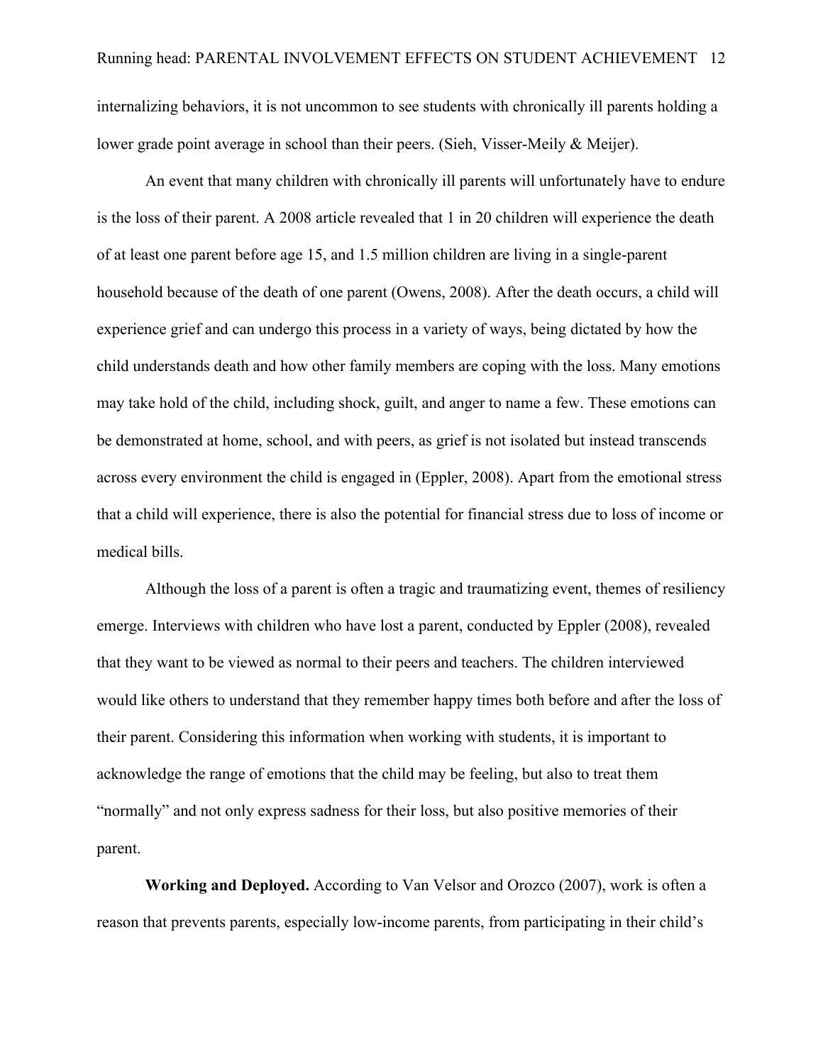internalizing behaviors, it is not uncommon to see students with chronically ill parents holding a lower grade point average in school than their peers. (Sieh, Visser-Meily & Meijer).

An event that many children with chronically ill parents will unfortunately have to endure is the loss of their parent. A 2008 article revealed that 1 in 20 children will experience the death of at least one parent before age 15, and 1.5 million children are living in a single-parent household because of the death of one parent (Owens, 2008). After the death occurs, a child will experience grief and can undergo this process in a variety of ways, being dictated by how the child understands death and how other family members are coping with the loss. Many emotions may take hold of the child, including shock, guilt, and anger to name a few. These emotions can be demonstrated at home, school, and with peers, as grief is not isolated but instead transcends across every environment the child is engaged in (Eppler, 2008). Apart from the emotional stress that a child will experience, there is also the potential for financial stress due to loss of income or medical bills.

Although the loss of a parent is often a tragic and traumatizing event, themes of resiliency emerge. Interviews with children who have lost a parent, conducted by Eppler (2008), revealed that they want to be viewed as normal to their peers and teachers. The children interviewed would like others to understand that they remember happy times both before and after the loss of their parent. Considering this information when working with students, it is important to acknowledge the range of emotions that the child may be feeling, but also to treat them "normally" and not only express sadness for their loss, but also positive memories of their parent.

**Working and Deployed.** According to Van Velsor and Orozco (2007), work is often a reason that prevents parents, especially low-income parents, from participating in their child's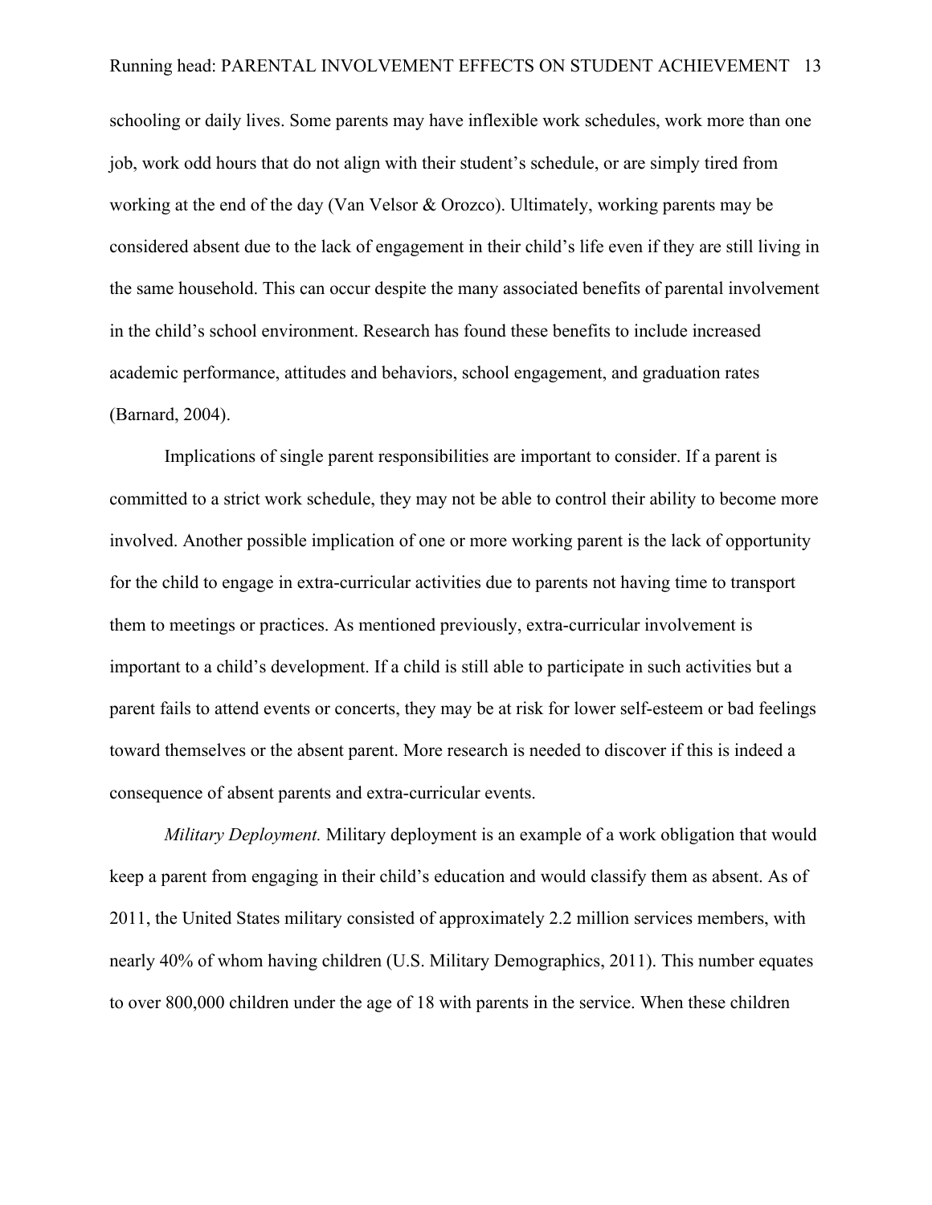schooling or daily lives. Some parents may have inflexible work schedules, work more than one job, work odd hours that do not align with their student's schedule, or are simply tired from working at the end of the day (Van Velsor & Orozco). Ultimately, working parents may be considered absent due to the lack of engagement in their child's life even if they are still living in the same household. This can occur despite the many associated benefits of parental involvement in the child's school environment. Research has found these benefits to include increased academic performance, attitudes and behaviors, school engagement, and graduation rates (Barnard, 2004).

Implications of single parent responsibilities are important to consider. If a parent is committed to a strict work schedule, they may not be able to control their ability to become more involved. Another possible implication of one or more working parent is the lack of opportunity for the child to engage in extra-curricular activities due to parents not having time to transport them to meetings or practices. As mentioned previously, extra-curricular involvement is important to a child's development. If a child is still able to participate in such activities but a parent fails to attend events or concerts, they may be at risk for lower self-esteem or bad feelings toward themselves or the absent parent. More research is needed to discover if this is indeed a consequence of absent parents and extra-curricular events.

*Military Deployment.* Military deployment is an example of a work obligation that would keep a parent from engaging in their child's education and would classify them as absent. As of 2011, the United States military consisted of approximately 2.2 million services members, with nearly 40% of whom having children (U.S. Military Demographics, 2011). This number equates to over 800,000 children under the age of 18 with parents in the service. When these children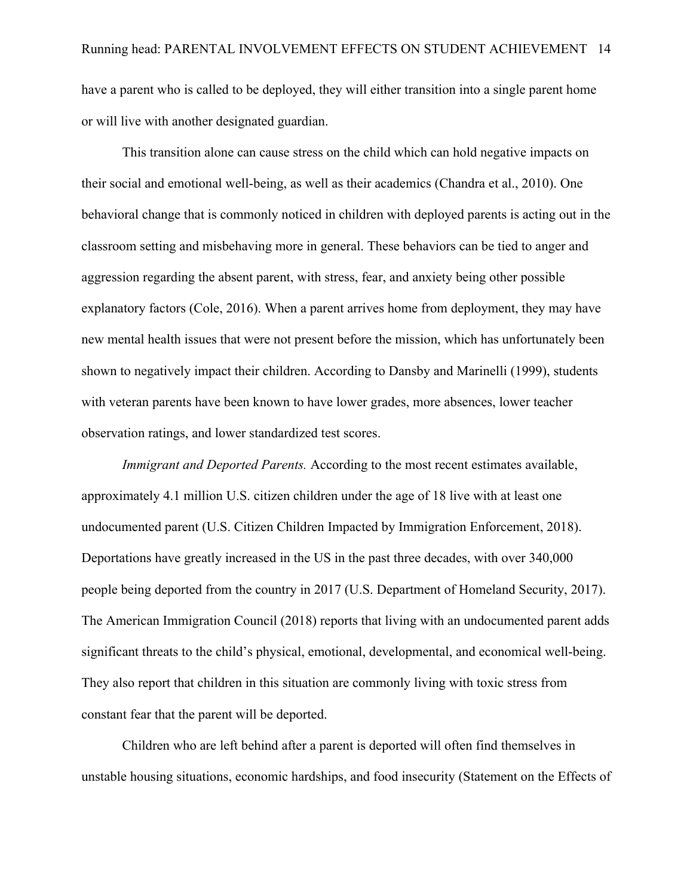have a parent who is called to be deployed, they will either transition into a single parent home or will live with another designated guardian.

This transition alone can cause stress on the child which can hold negative impacts on their social and emotional well-being, as well as their academics (Chandra et al., 2010). One behavioral change that is commonly noticed in children with deployed parents is acting out in the classroom setting and misbehaving more in general. These behaviors can be tied to anger and aggression regarding the absent parent, with stress, fear, and anxiety being other possible explanatory factors (Cole, 2016). When a parent arrives home from deployment, they may have new mental health issues that were not present before the mission, which has unfortunately been shown to negatively impact their children. According to Dansby and Marinelli (1999), students with veteran parents have been known to have lower grades, more absences, lower teacher observation ratings, and lower standardized test scores.

*Immigrant and Deported Parents.* According to the most recent estimates available, approximately 4.1 million U.S. citizen children under the age of 18 live with at least one undocumented parent (U.S. Citizen Children Impacted by Immigration Enforcement, 2018). Deportations have greatly increased in the US in the past three decades, with over 340,000 people being deported from the country in 2017 (U.S. Department of Homeland Security, 2017). The American Immigration Council (2018) reports that living with an undocumented parent adds significant threats to the child's physical, emotional, developmental, and economical well-being. They also report that children in this situation are commonly living with toxic stress from constant fear that the parent will be deported.

Children who are left behind after a parent is deported will often find themselves in unstable housing situations, economic hardships, and food insecurity (Statement on the Effects of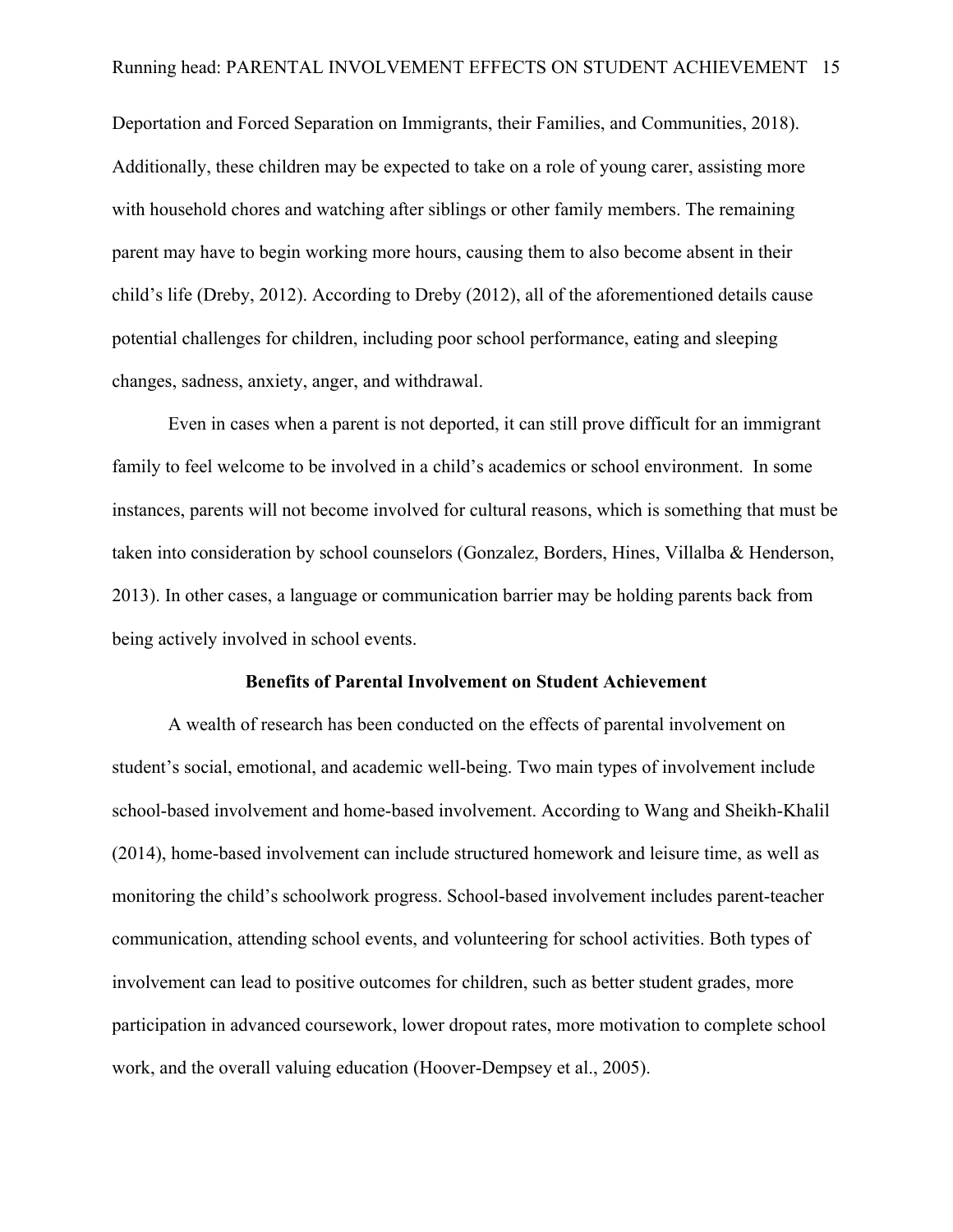Deportation and Forced Separation on Immigrants, their Families, and Communities, 2018). Additionally, these children may be expected to take on a role of young carer, assisting more with household chores and watching after siblings or other family members. The remaining parent may have to begin working more hours, causing them to also become absent in their child's life (Dreby, 2012). According to Dreby (2012), all of the aforementioned details cause potential challenges for children, including poor school performance, eating and sleeping changes, sadness, anxiety, anger, and withdrawal.

Even in cases when a parent is not deported, it can still prove difficult for an immigrant family to feel welcome to be involved in a child's academics or school environment. In some instances, parents will not become involved for cultural reasons, which is something that must be taken into consideration by school counselors (Gonzalez, Borders, Hines, Villalba & Henderson, 2013). In other cases, a language or communication barrier may be holding parents back from being actively involved in school events.

## Benefits of Parental Involvement on Student Achievement

A wealth of research has been conducted on the effects of parental involvement on student's social, emotional, and academic well-being. Two main types of involvement include school-based involvement and home-based involvement. According to Wang and Sheikh-Khalil (2014), home-based involvement can include structured homework and leisure time, as well as monitoring the child's schoolwork progress. School-based involvement includes parent-teacher communication, attending school events, and volunteering for school activities. Both types of involvement can lead to positive outcomes for children, such as better student grades, more participation in advanced coursework, lower dropout rates, more motivation to complete school work, and the overall valuing education (Hoover-Dempsey et al., 2005).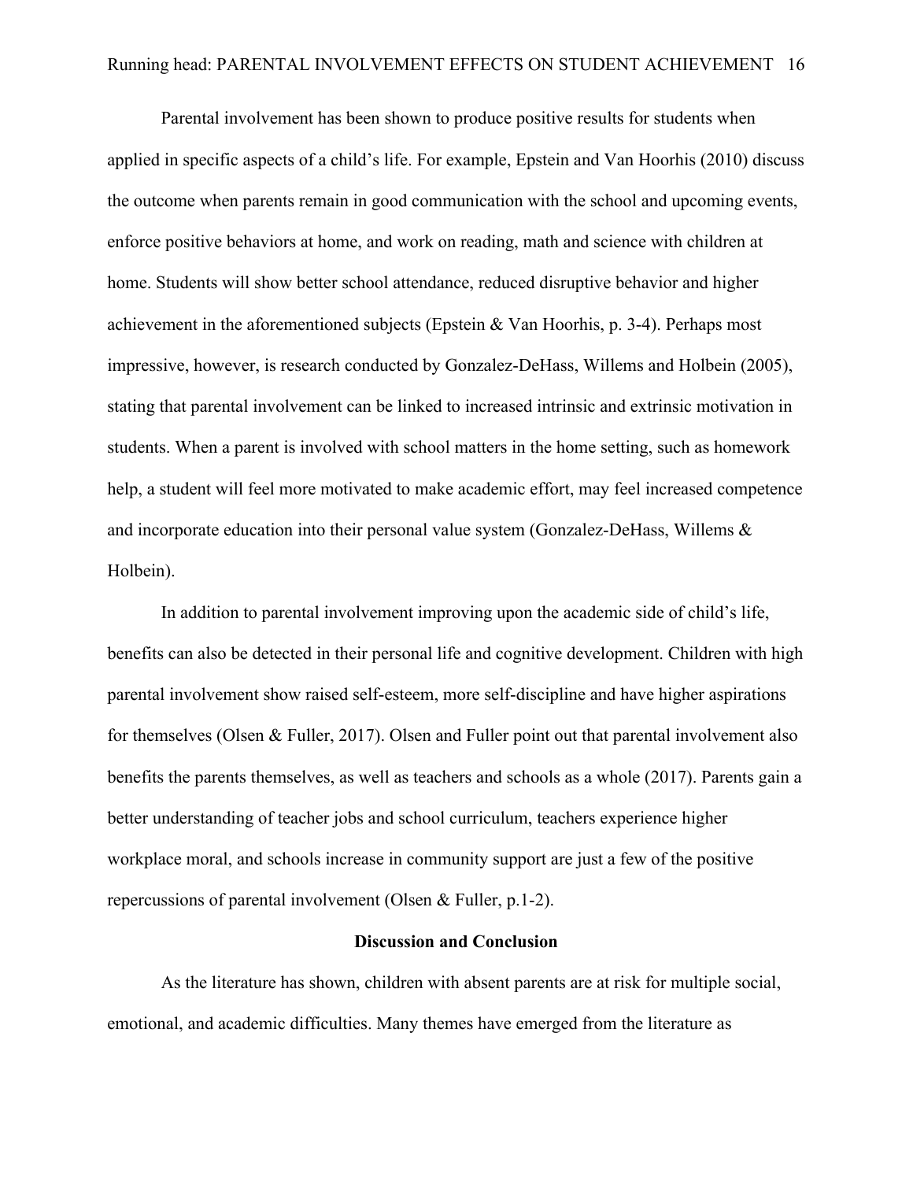Parental involvement has been shown to produce positive results for students when applied in specific aspects of a child's life. For example, Epstein and Van Hoorhis (2010) discuss the outcome when parents remain in good communication with the school and upcoming events, enforce positive behaviors at home, and work on reading, math and science with children at home. Students will show better school attendance, reduced disruptive behavior and higher achievement in the aforementioned subjects (Epstein & Van Hoorhis, p. 3-4). Perhaps most impressive, however, is research conducted by Gonzalez-DeHass, Willems and Holbein (2005), stating that parental involvement can be linked to increased intrinsic and extrinsic motivation in students. When a parent is involved with school matters in the home setting, such as homework help, a student will feel more motivated to make academic effort, may feel increased competence and incorporate education into their personal value system (Gonzalez-DeHass, Willems & Holbein).

In addition to parental involvement improving upon the academic side of child's life, benefits can also be detected in their personal life and cognitive development. Children with high parental involvement show raised self-esteem, more self-discipline and have higher aspirations for themselves (Olsen & Fuller, 2017). Olsen and Fuller point out that parental involvement also benefits the parents themselves, as well as teachers and schools as a whole (2017). Parents gain a better understanding of teacher jobs and school curriculum, teachers experience higher workplace moral, and schools increase in community support are just a few of the positive repercussions of parental involvement (Olsen & Fuller, p.1-2).

## Discussion and Conclusion

As the literature has shown, children with absent parents are at risk for multiple social, emotional, and academic difficulties. Many themes have emerged from the literature as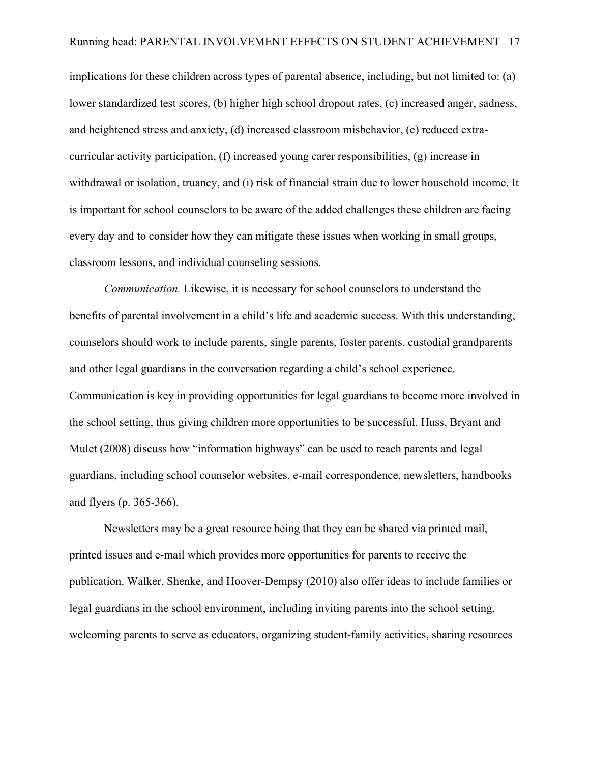implications for these children across types of parental absence, including, but not limited to: (a) lower standardized test scores, (b) higher high school dropout rates, (c) increased anger, sadness, and heightened stress and anxiety, (d) increased classroom misbehavior, (e) reduced extra-curricular activity participation, (f) increased young carer responsibilities, (g) increase in withdrawal or isolation, truancy, and (i) risk of financial strain due to lower household income. It is important for school counselors to be aware of the added challenges these children are facing every day and to consider how they can mitigate these issues when working in small groups, classroom lessons, and individual counseling sessions.

*Communication.* Likewise, it is necessary for school counselors to understand the benefits of parental involvement in a child's life and academic success. With this understanding, counselors should work to include parents, single parents, foster parents, custodial grandparents and other legal guardians in the conversation regarding a child's school experience. Communication is key in providing opportunities for legal guardians to become more involved in the school setting, thus giving children more opportunities to be successful. Huss, Bryant and Mulet (2008) discuss how "information highways" can be used to reach parents and legal guardians, including school counselor websites, e-mail correspondence, newsletters, handbooks and flyers (p. 365-366).

Newsletters may be a great resource being that they can be shared via printed mail, printed issues and e-mail which provides more opportunities for parents to receive the publication. Walker, Shenke, and Hoover-Dempsy (2010) also offer ideas to include families or legal guardians in the school environment, including inviting parents into the school setting, welcoming parents to serve as educators, organizing student-family activities, sharing resources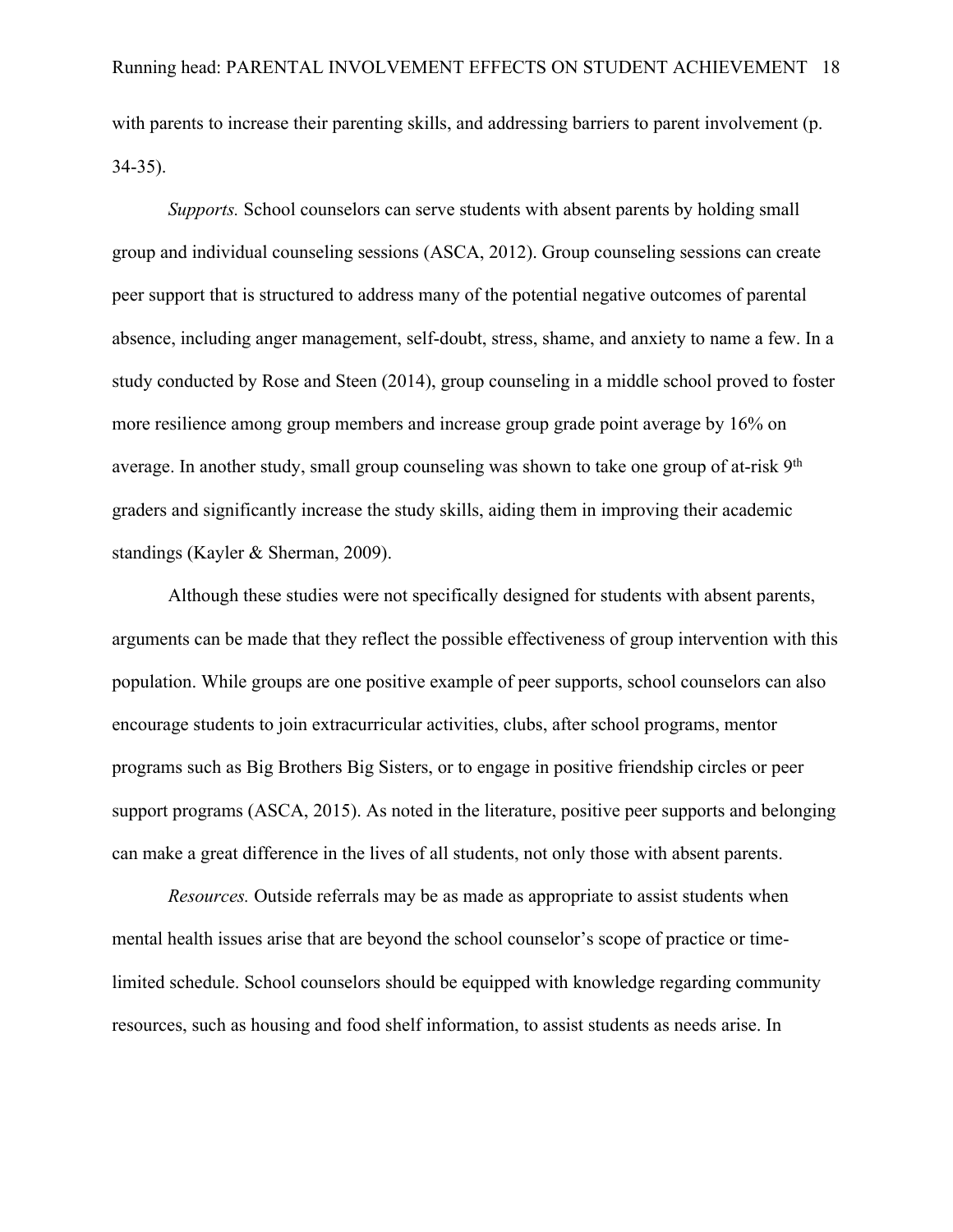with parents to increase their parenting skills, and addressing barriers to parent involvement (p. 34-35).

*Supports.* School counselors can serve students with absent parents by holding small group and individual counseling sessions (ASCA, 2012). Group counseling sessions can create peer support that is structured to address many of the potential negative outcomes of parental absence, including anger management, self-doubt, stress, shame, and anxiety to name a few. In a study conducted by Rose and Steen (2014), group counseling in a middle school proved to foster more resilience among group members and increase group grade point average by 16% on average. In another study, small group counseling was shown to take one group of at-risk 9th graders and significantly increase the study skills, aiding them in improving their academic standings (Kayler & Sherman, 2009).

Although these studies were not specifically designed for students with absent parents, arguments can be made that they reflect the possible effectiveness of group intervention with this population. While groups are one positive example of peer supports, school counselors can also encourage students to join extracurricular activities, clubs, after school programs, mentor programs such as Big Brothers Big Sisters, or to engage in positive friendship circles or peer support programs (ASCA, 2015). As noted in the literature, positive peer supports and belonging can make a great difference in the lives of all students, not only those with absent parents.

*Resources.* Outside referrals may be as made as appropriate to assist students when mental health issues arise that are beyond the school counselor's scope of practice or time-limited schedule. School counselors should be equipped with knowledge regarding community resources, such as housing and food shelf information, to assist students as needs arise. In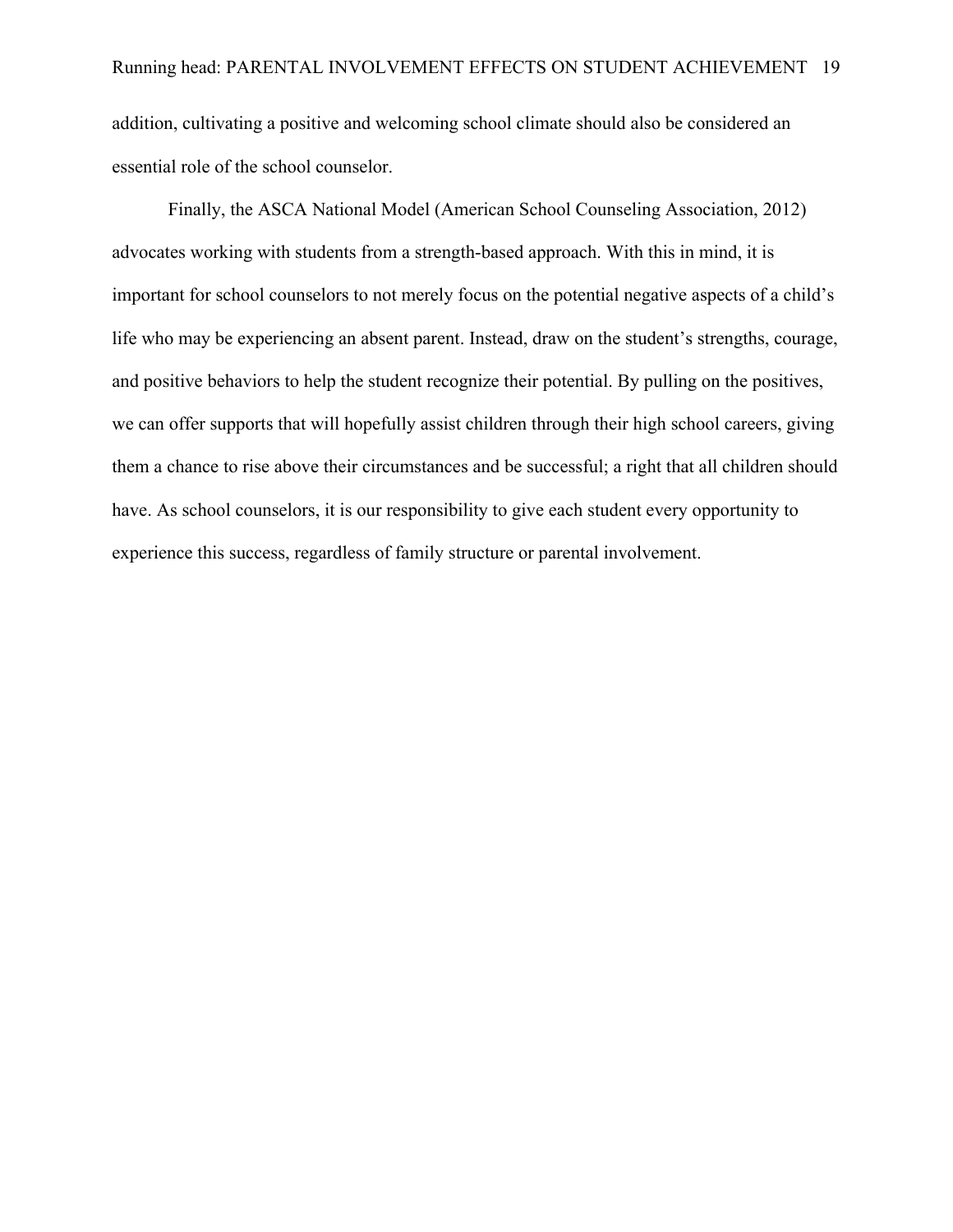addition, cultivating a positive and welcoming school climate should also be considered an essential role of the school counselor.

Finally, the ASCA National Model (American School Counseling Association, 2012) advocates working with students from a strength-based approach. With this in mind, it is important for school counselors to not merely focus on the potential negative aspects of a child's life who may be experiencing an absent parent. Instead, draw on the student's strengths, courage, and positive behaviors to help the student recognize their potential. By pulling on the positives, we can offer supports that will hopefully assist children through their high school careers, giving them a chance to rise above their circumstances and be successful; a right that all children should have. As school counselors, it is our responsibility to give each student every opportunity to experience this success, regardless of family structure or parental involvement.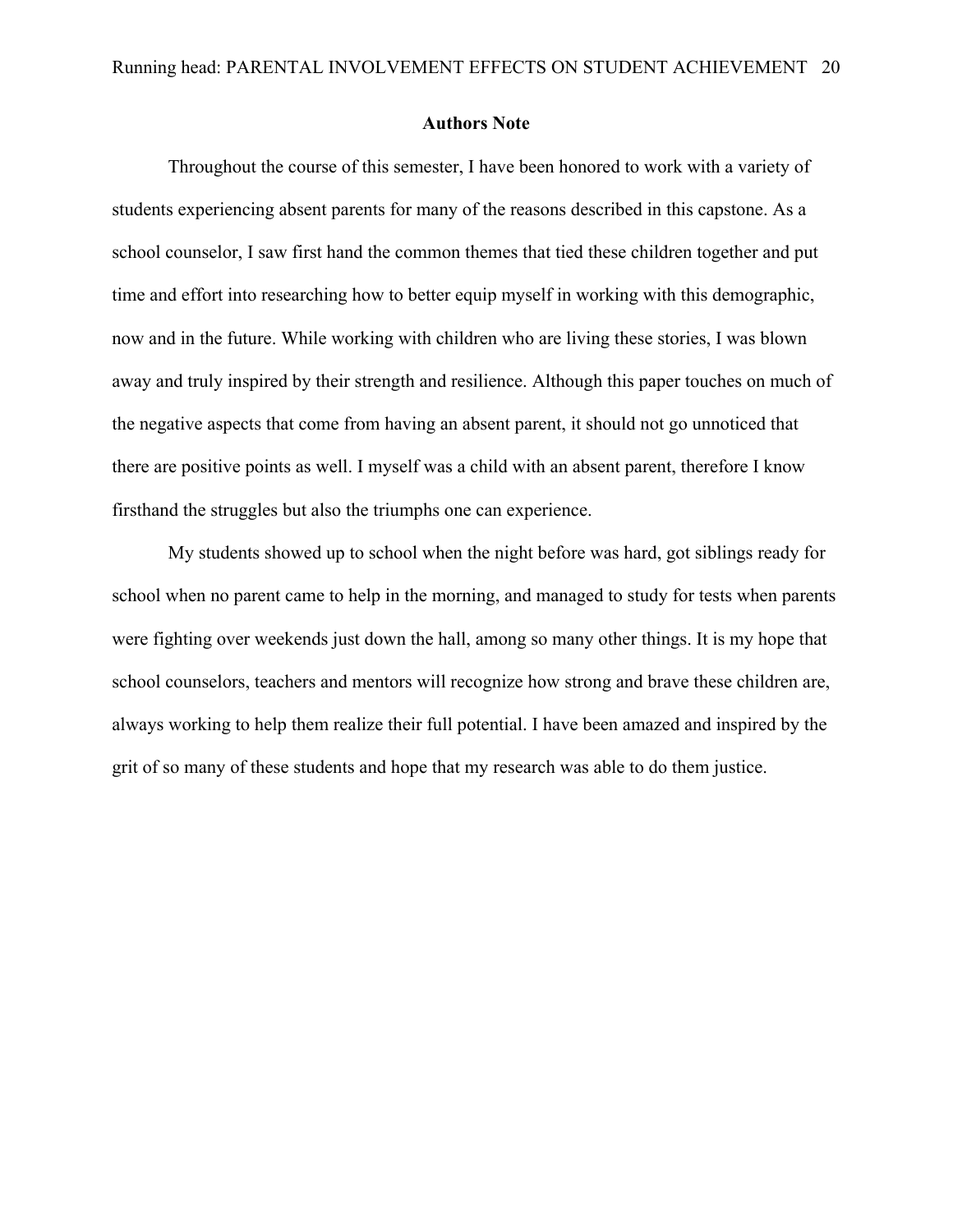## Authors Note

Throughout the course of this semester, I have been honored to work with a variety of students experiencing absent parents for many of the reasons described in this capstone. As a school counselor, I saw first hand the common themes that tied these children together and put time and effort into researching how to better equip myself in working with this demographic, now and in the future. While working with children who are living these stories, I was blown away and truly inspired by their strength and resilience. Although this paper touches on much of the negative aspects that come from having an absent parent, it should not go unnoticed that there are positive points as well. I myself was a child with an absent parent, therefore I know firsthand the struggles but also the triumphs one can experience.

My students showed up to school when the night before was hard, got siblings ready for school when no parent came to help in the morning, and managed to study for tests when parents were fighting over weekends just down the hall, among so many other things. It is my hope that school counselors, teachers and mentors will recognize how strong and brave these children are, always working to help them realize their full potential. I have been amazed and inspired by the grit of so many of these students and hope that my research was able to do them justice.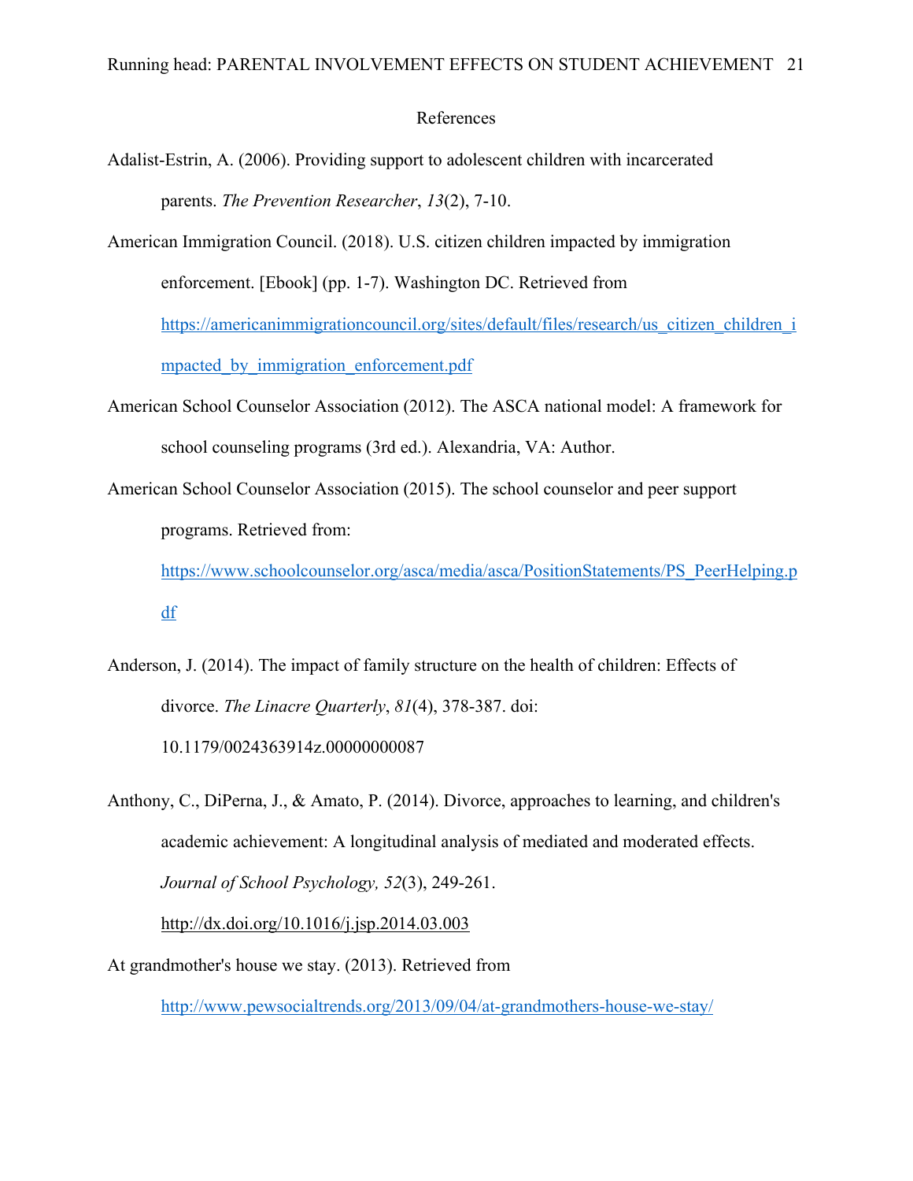# References

Adalist-Estrin, A. (2006). Providing support to adolescent children with incarcerated parents. *The Prevention Researcher*, *13*(2), 7-10.

American Immigration Council. (2018). U.S. citizen children impacted by immigration enforcement. [Ebook] (pp. 1-7). Washington DC. Retrieved from https://americanimmigrationcouncil.org/sites/default/files/research/us_citizen_children_impacted_by_immigration_enforcement.pdf

American School Counselor Association (2012). The ASCA national model: A framework for school counseling programs (3rd ed.). Alexandria, VA: Author.

American School Counselor Association (2015). The school counselor and peer support programs. Retrieved from: https://www.schoolcounselor.org/asca/media/asca/PositionStatements/PS_PeerHelping.pdf

Anderson, J. (2014). The impact of family structure on the health of children: Effects of divorce. *The Linacre Quarterly*, *81*(4), 378-387. doi: 10.1179/0024363914z.00000000087

Anthony, C., DiPerna, J., & Amato, P. (2014). Divorce, approaches to learning, and children's academic achievement: A longitudinal analysis of mediated and moderated effects. *Journal of School Psychology, 52*(3), 249-261. http://dx.doi.org/10.1016/j.jsp.2014.03.003

At grandmother's house we stay. (2013). Retrieved from http://www.pewsocialtrends.org/2013/09/04/at-grandmothers-house-we-stay/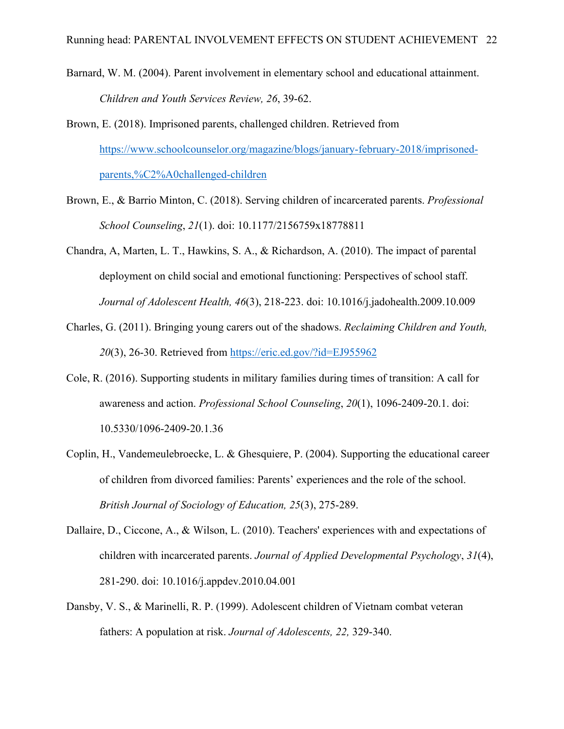Barnard, W. M. (2004). Parent involvement in elementary school and educational attainment. *Children and Youth Services Review, 26*, 39-62.

Brown, E. (2018). Imprisoned parents, challenged children. Retrieved from https://www.schoolcounselor.org/magazine/blogs/january-february-2018/imprisoned-parents,%C2%A0challenged-children

Brown, E., & Barrio Minton, C. (2018). Serving children of incarcerated parents. *Professional School Counseling*, *21*(1). doi: 10.1177/2156759x18778811

Chandra, A, Marten, L. T., Hawkins, S. A., & Richardson, A. (2010). The impact of parental deployment on child social and emotional functioning: Perspectives of school staff. *Journal of Adolescent Health, 46*(3), 218-223. doi: 10.1016/j.jadohealth.2009.10.009

Charles, G. (2011). Bringing young carers out of the shadows. *Reclaiming Children and Youth, 20*(3), 26-30. Retrieved from https://eric.ed.gov/?id=EJ955962

Cole, R. (2016). Supporting students in military families during times of transition: A call for awareness and action. *Professional School Counseling*, *20*(1), 1096-2409-20.1. doi: 10.5330/1096-2409-20.1.36

Coplin, H., Vandemeulebroecke, L. & Ghesquiere, P. (2004). Supporting the educational career of children from divorced families: Parents' experiences and the role of the school. *British Journal of Sociology of Education, 25*(3), 275-289.

Dallaire, D., Ciccone, A., & Wilson, L. (2010). Teachers' experiences with and expectations of children with incarcerated parents. *Journal of Applied Developmental Psychology*, *31*(4), 281-290. doi: 10.1016/j.appdev.2010.04.001

Dansby, V. S., & Marinelli, R. P. (1999). Adolescent children of Vietnam combat veteran fathers: A population at risk. *Journal of Adolescents, 22,* 329-340.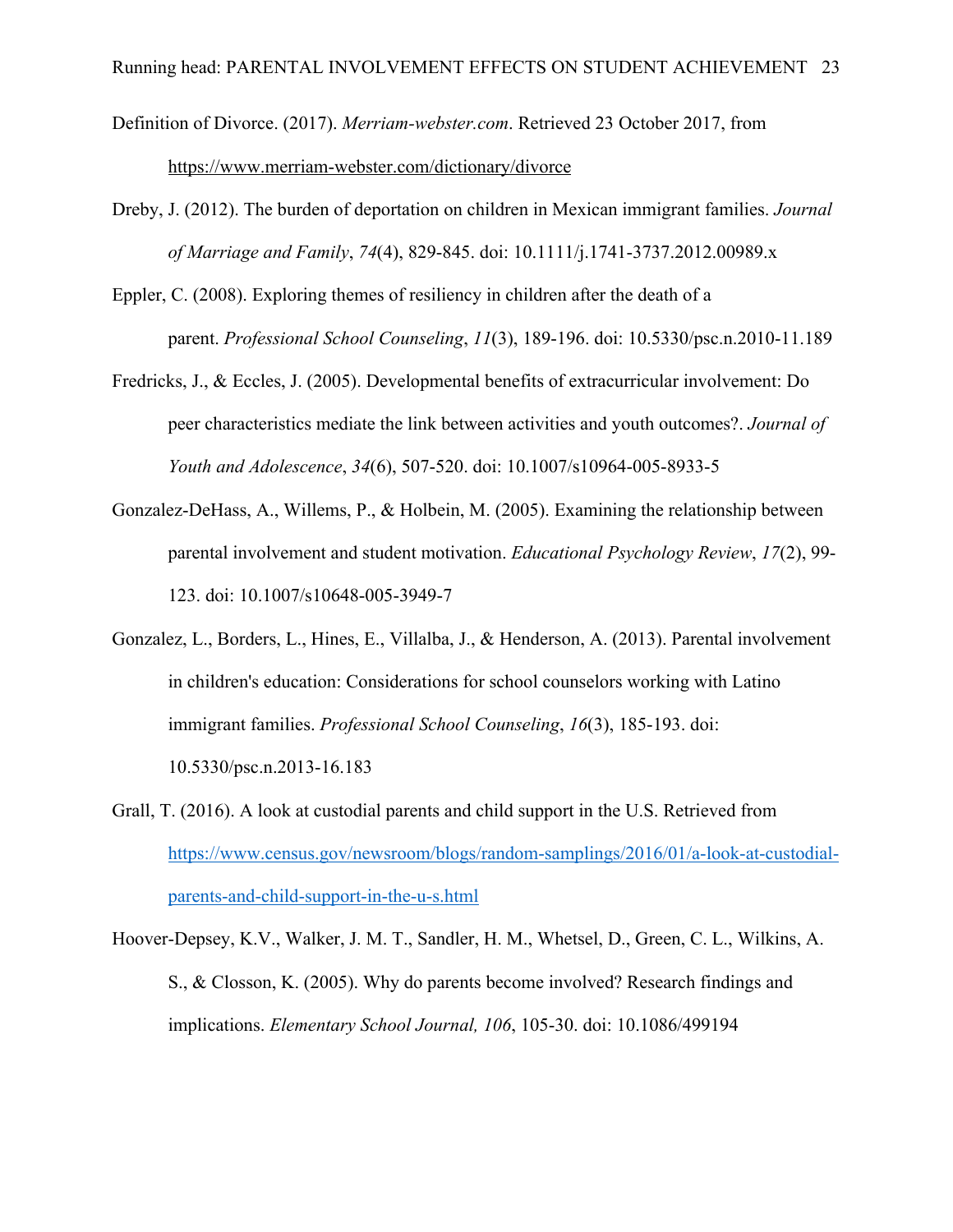Definition of Divorce. (2017). *Merriam-webster.com*. Retrieved 23 October 2017, from https://www.merriam-webster.com/dictionary/divorce

Dreby, J. (2012). The burden of deportation on children in Mexican immigrant families. *Journal of Marriage and Family*, *74*(4), 829-845. doi: 10.1111/j.1741-3737.2012.00989.x

Eppler, C. (2008). Exploring themes of resiliency in children after the death of a parent. *Professional School Counseling*, *11*(3), 189-196. doi: 10.5330/psc.n.2010-11.189

Fredricks, J., & Eccles, J. (2005). Developmental benefits of extracurricular involvement: Do peer characteristics mediate the link between activities and youth outcomes?. *Journal of Youth and Adolescence*, *34*(6), 507-520. doi: 10.1007/s10964-005-8933-5

Gonzalez-DeHass, A., Willems, P., & Holbein, M. (2005). Examining the relationship between parental involvement and student motivation. *Educational Psychology Review*, *17*(2), 99-123. doi: 10.1007/s10648-005-3949-7

Gonzalez, L., Borders, L., Hines, E., Villalba, J., & Henderson, A. (2013). Parental involvement in children's education: Considerations for school counselors working with Latino immigrant families. *Professional School Counseling*, *16*(3), 185-193. doi: 10.5330/psc.n.2013-16.183

Grall, T. (2016). A look at custodial parents and child support in the U.S. Retrieved from https://www.census.gov/newsroom/blogs/random-samplings/2016/01/a-look-at-custodial-parents-and-child-support-in-the-u-s.html

Hoover-Depsey, K.V., Walker, J. M. T., Sandler, H. M., Whetsel, D., Green, C. L., Wilkins, A. S., & Closson, K. (2005). Why do parents become involved? Research findings and implications. *Elementary School Journal, 106*, 105-30. doi: 10.1086/499194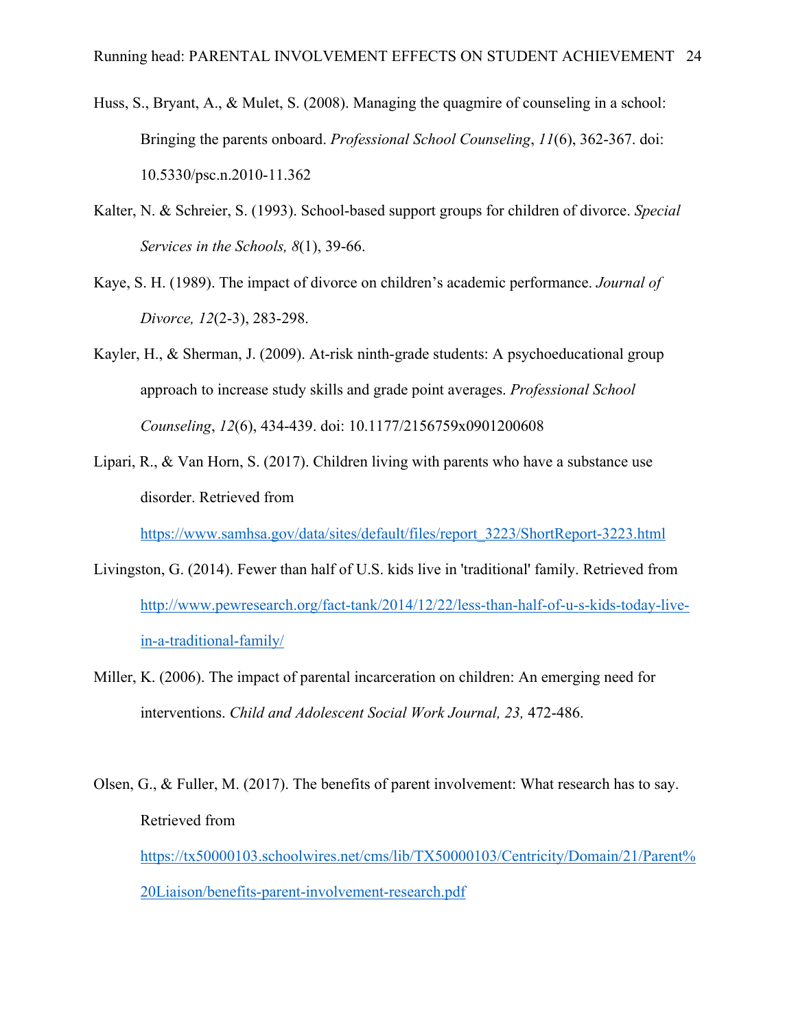Huss, S., Bryant, A., & Mulet, S. (2008). Managing the quagmire of counseling in a school: Bringing the parents onboard. *Professional School Counseling*, *11*(6), 362-367. doi: 10.5330/psc.n.2010-11.362

Kalter, N. & Schreier, S. (1993). School-based support groups for children of divorce. *Special Services in the Schools, 8*(1), 39-66.

Kaye, S. H. (1989). The impact of divorce on children's academic performance. *Journal of Divorce, 12*(2-3), 283-298.

Kayler, H., & Sherman, J. (2009). At-risk ninth-grade students: A psychoeducational group approach to increase study skills and grade point averages. *Professional School Counseling*, *12*(6), 434-439. doi: 10.1177/2156759x0901200608

Lipari, R., & Van Horn, S. (2017). Children living with parents who have a substance use disorder. Retrieved from https://www.samhsa.gov/data/sites/default/files/report_3223/ShortReport-3223.html

Livingston, G. (2014). Fewer than half of U.S. kids live in 'traditional' family. Retrieved from http://www.pewresearch.org/fact-tank/2014/12/22/less-than-half-of-u-s-kids-today-live-in-a-traditional-family/

Miller, K. (2006). The impact of parental incarceration on children: An emerging need for interventions. *Child and Adolescent Social Work Journal, 23,* 472-486.

Olsen, G., & Fuller, M. (2017). The benefits of parent involvement: What research has to say. Retrieved from https://tx50000103.schoolwires.net/cms/lib/TX50000103/Centricity/Domain/21/Parent%20Liaison/benefits-parent-involvement-research.pdf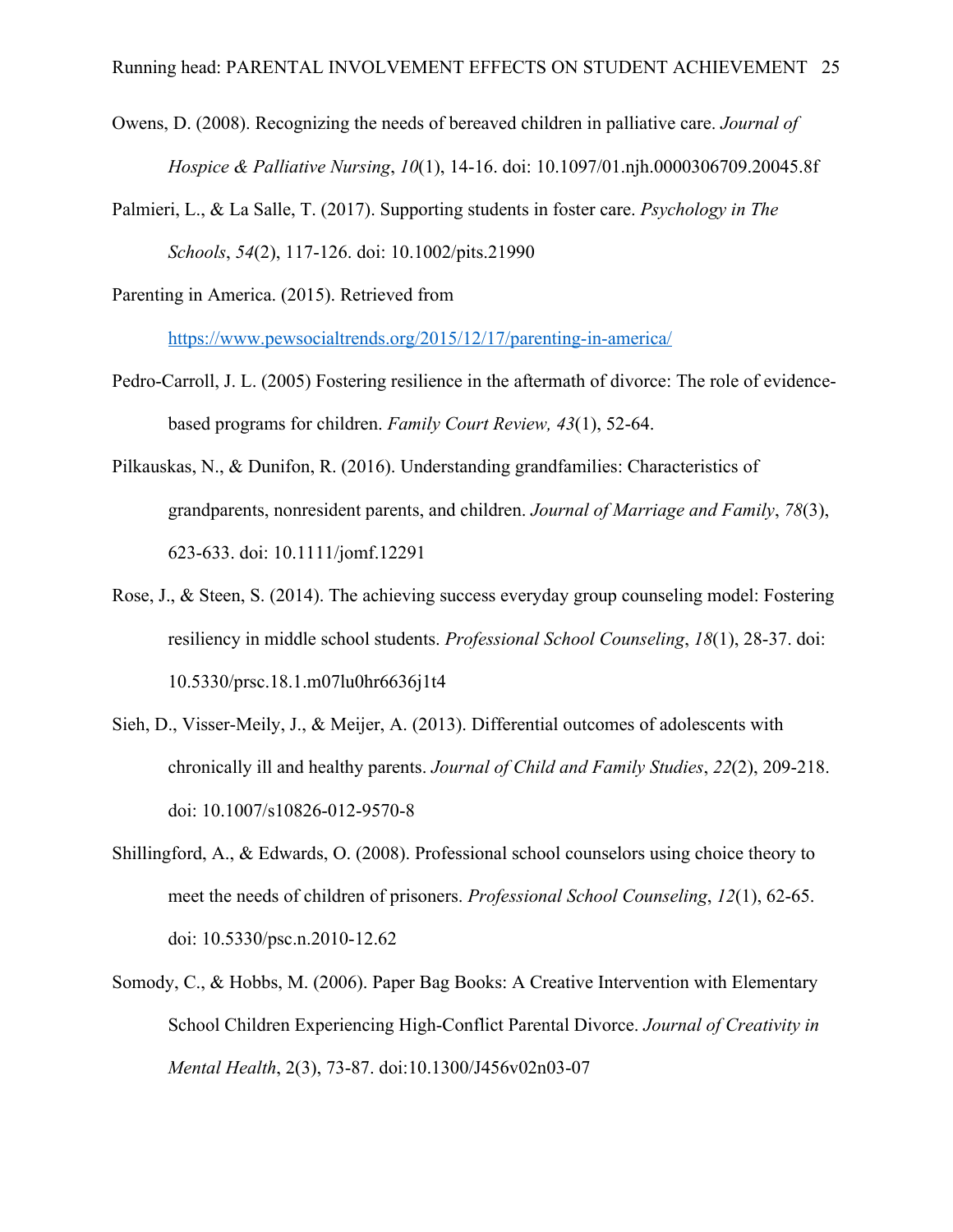Owens, D. (2008). Recognizing the needs of bereaved children in palliative care. *Journal of Hospice & Palliative Nursing*, *10*(1), 14-16. doi: 10.1097/01.njh.0000306709.20045.8f

Palmieri, L., & La Salle, T. (2017). Supporting students in foster care. *Psychology in The Schools*, *54*(2), 117-126. doi: 10.1002/pits.21990

Parenting in America. (2015). Retrieved from https://www.pewsocialtrends.org/2015/12/17/parenting-in-america/

Pedro-Carroll, J. L. (2005) Fostering resilience in the aftermath of divorce: The role of evidence-based programs for children. *Family Court Review, 43*(1), 52-64.

Pilkauskas, N., & Dunifon, R. (2016). Understanding grandfamilies: Characteristics of grandparents, nonresident parents, and children. *Journal of Marriage and Family*, *78*(3), 623-633. doi: 10.1111/jomf.12291

Rose, J., & Steen, S. (2014). The achieving success everyday group counseling model: Fostering resiliency in middle school students. *Professional School Counseling*, *18*(1), 28-37. doi: 10.5330/prsc.18.1.m07lu0hr6636j1t4

Sieh, D., Visser-Meily, J., & Meijer, A. (2013). Differential outcomes of adolescents with chronically ill and healthy parents. *Journal of Child and Family Studies*, *22*(2), 209-218. doi: 10.1007/s10826-012-9570-8

Shillingford, A., & Edwards, O. (2008). Professional school counselors using choice theory to meet the needs of children of prisoners. *Professional School Counseling*, *12*(1), 62-65. doi: 10.5330/psc.n.2010-12.62

Somody, C., & Hobbs, M. (2006). Paper Bag Books: A Creative Intervention with Elementary School Children Experiencing High-Conflict Parental Divorce. *Journal of Creativity in Mental Health*, 2(3), 73-87. doi:10.1300/J456v02n03-07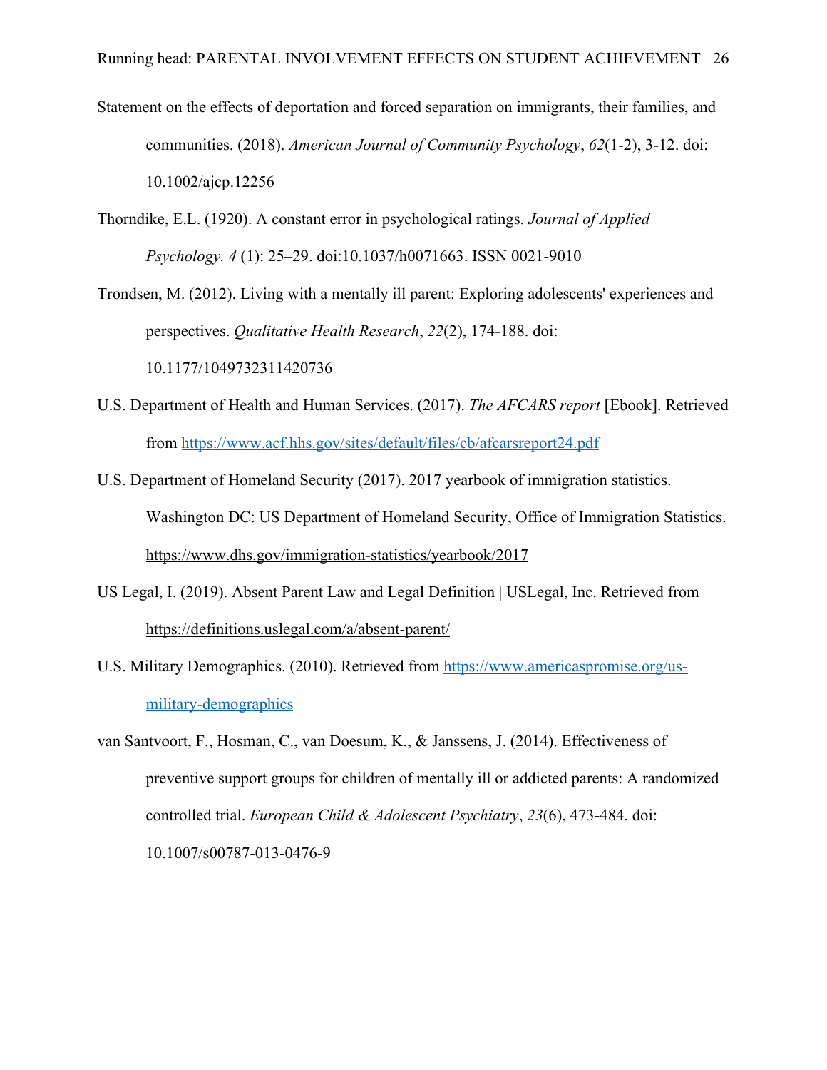Statement on the effects of deportation and forced separation on immigrants, their families, and communities. (2018). *American Journal of Community Psychology*, *62*(1-2), 3-12. doi: 10.1002/ajcp.12256

Thorndike, E.L. (1920). A constant error in psychological ratings. *Journal of Applied Psychology. 4* (1): 25–29. doi:10.1037/h0071663. ISSN 0021-9010

Trondsen, M. (2012). Living with a mentally ill parent: Exploring adolescents' experiences and perspectives. *Qualitative Health Research*, *22*(2), 174-188. doi: 10.1177/1049732311420736

U.S. Department of Health and Human Services. (2017). *The AFCARS report* [Ebook]. Retrieved from https://www.acf.hhs.gov/sites/default/files/cb/afcarsreport24.pdf

U.S. Department of Homeland Security (2017). 2017 yearbook of immigration statistics. Washington DC: US Department of Homeland Security, Office of Immigration Statistics. https://www.dhs.gov/immigration-statistics/yearbook/2017

US Legal, I. (2019). Absent Parent Law and Legal Definition | USLegal, Inc. Retrieved from https://definitions.uslegal.com/a/absent-parent/

U.S. Military Demographics. (2010). Retrieved from https://www.americaspromise.org/us-military-demographics

van Santvoort, F., Hosman, C., van Doesum, K., & Janssens, J. (2014). Effectiveness of preventive support groups for children of mentally ill or addicted parents: A randomized controlled trial. *European Child & Adolescent Psychiatry*, *23*(6), 473-484. doi: 10.1007/s00787-013-0476-9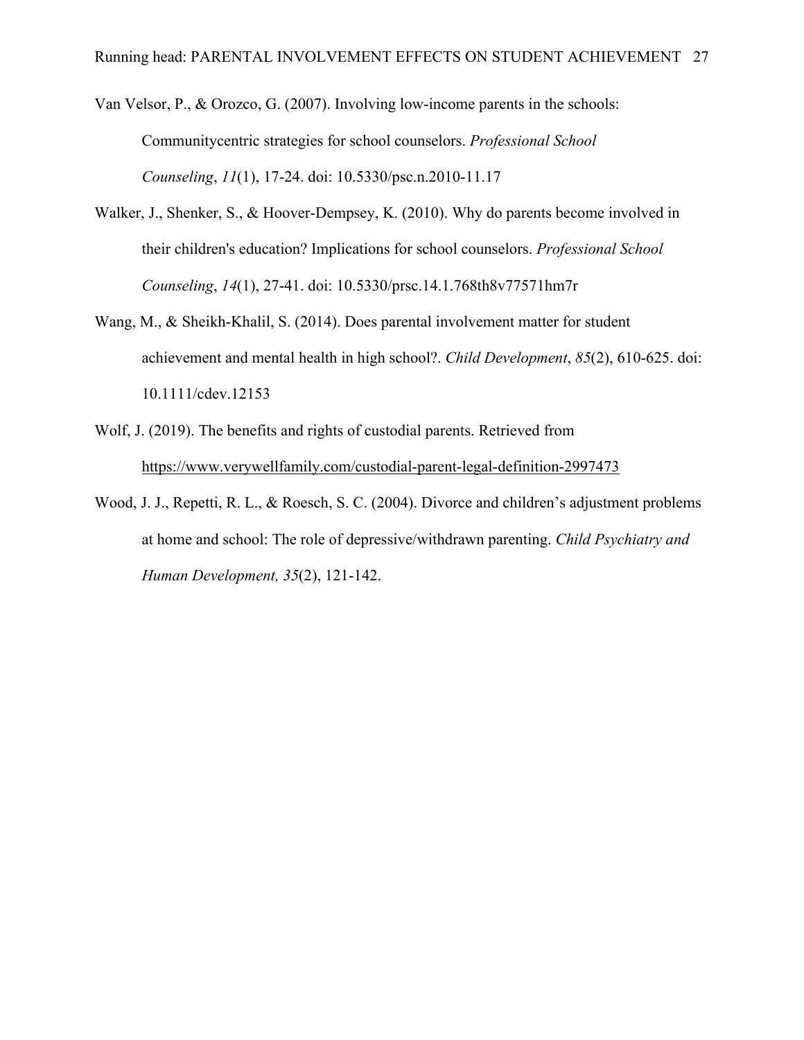Van Velsor, P., & Orozco, G. (2007). Involving low-income parents in the schools: Communitycentric strategies for school counselors. *Professional School Counseling*, *11*(1), 17-24. doi: 10.5330/psc.n.2010-11.17

Walker, J., Shenker, S., & Hoover-Dempsey, K. (2010). Why do parents become involved in their children's education? Implications for school counselors. *Professional School Counseling*, *14*(1), 27-41. doi: 10.5330/prsc.14.1.768th8v77571hm7r

Wang, M., & Sheikh-Khalil, S. (2014). Does parental involvement matter for student achievement and mental health in high school?. *Child Development*, *85*(2), 610-625. doi: 10.1111/cdev.12153

Wolf, J. (2019). The benefits and rights of custodial parents. Retrieved from https://www.verywellfamily.com/custodial-parent-legal-definition-2997473

Wood, J. J., Repetti, R. L., & Roesch, S. C. (2004). Divorce and children's adjustment problems at home and school: The role of depressive/withdrawn parenting. *Child Psychiatry and Human Development, 35*(2), 121-142.